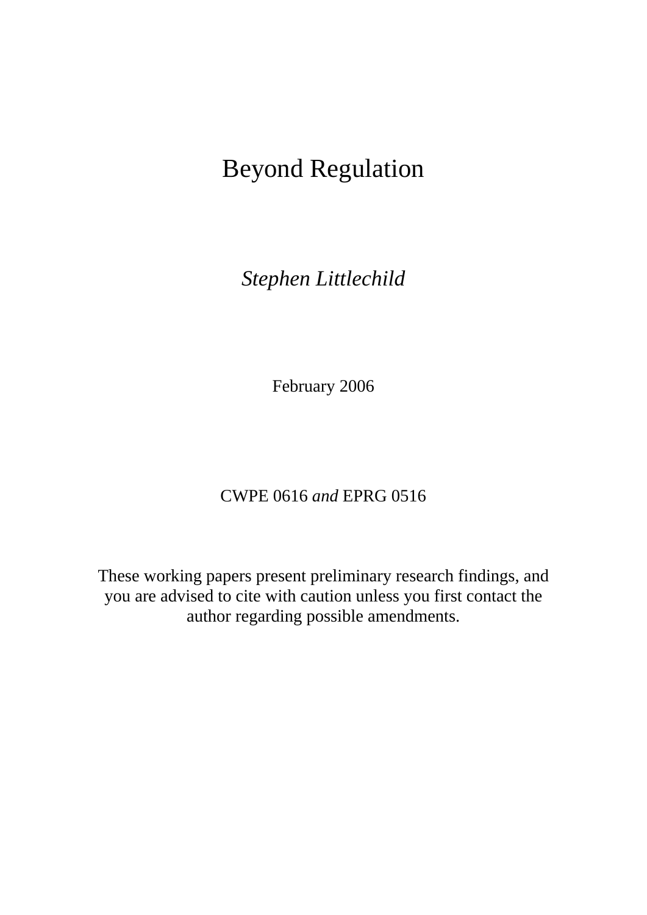# Beyond Regulation

*Stephen Littlechild*

February 2006

CWPE 0616 *and* EPRG 0516

These working papers present preliminary research findings, and you are advised to cite with caution unless you first contact the author regarding possible amendments.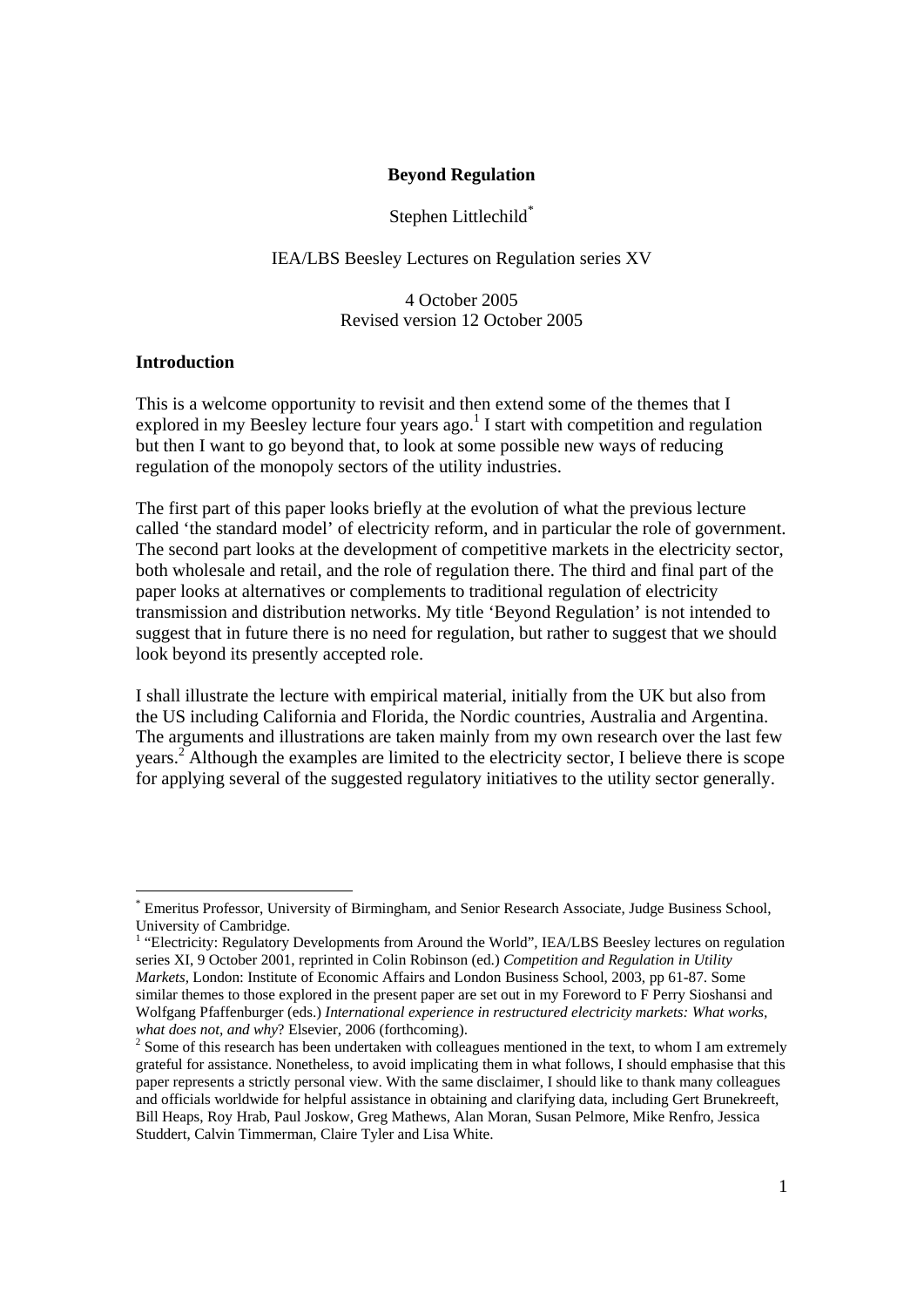**Beyond Regulation**

Stephen Littlechild*

IEA/LBS Beesley Lectures on Regulation series XV

4 October 2005
Revised version 12 October 2005

## Introduction

This is a welcome opportunity to revisit and then extend some of the themes that I explored in my Beesley lecture four years ago.[1] I start with competition and regulation but then I want to go beyond that, to look at some possible new ways of reducing regulation of the monopoly sectors of the utility industries.

The first part of this paper looks briefly at the evolution of what the previous lecture called 'the standard model' of electricity reform, and in particular the role of government. The second part looks at the development of competitive markets in the electricity sector, both wholesale and retail, and the role of regulation there. The third and final part of the paper looks at alternatives or complements to traditional regulation of electricity transmission and distribution networks. My title 'Beyond Regulation' is not intended to suggest that in future there is no need for regulation, but rather to suggest that we should look beyond its presently accepted role.

I shall illustrate the lecture with empirical material, initially from the UK but also from the US including California and Florida, the Nordic countries, Australia and Argentina. The arguments and illustrations are taken mainly from my own research over the last few years.[2] Although the examples are limited to the electricity sector, I believe there is scope for applying several of the suggested regulatory initiatives to the utility sector generally.

---

* Emeritus Professor, University of Birmingham, and Senior Research Associate, Judge Business School, University of Cambridge.

[1] "Electricity: Regulatory Developments from Around the World", IEA/LBS Beesley lectures on regulation series XI, 9 October 2001, reprinted in Colin Robinson (ed.) *Competition and Regulation in Utility Markets*, London: Institute of Economic Affairs and London Business School, 2003, pp 61-87. Some similar themes to those explored in the present paper are set out in my Foreword to F Perry Sioshansi and Wolfgang Pfaffenburger (eds.) *International experience in restructured electricity markets: What works, what does not, and why*? Elsevier, 2006 (forthcoming).

[2] Some of this research has been undertaken with colleagues mentioned in the text, to whom I am extremely grateful for assistance. Nonetheless, to avoid implicating them in what follows, I should emphasise that this paper represents a strictly personal view. With the same disclaimer, I should like to thank many colleagues and officials worldwide for helpful assistance in obtaining and clarifying data, including Gert Brunekreeft, Bill Heaps, Roy Hrab, Paul Joskow, Greg Mathews, Alan Moran, Susan Pelmore, Mike Renfro, Jessica Studdert, Calvin Timmerman, Claire Tyler and Lisa White.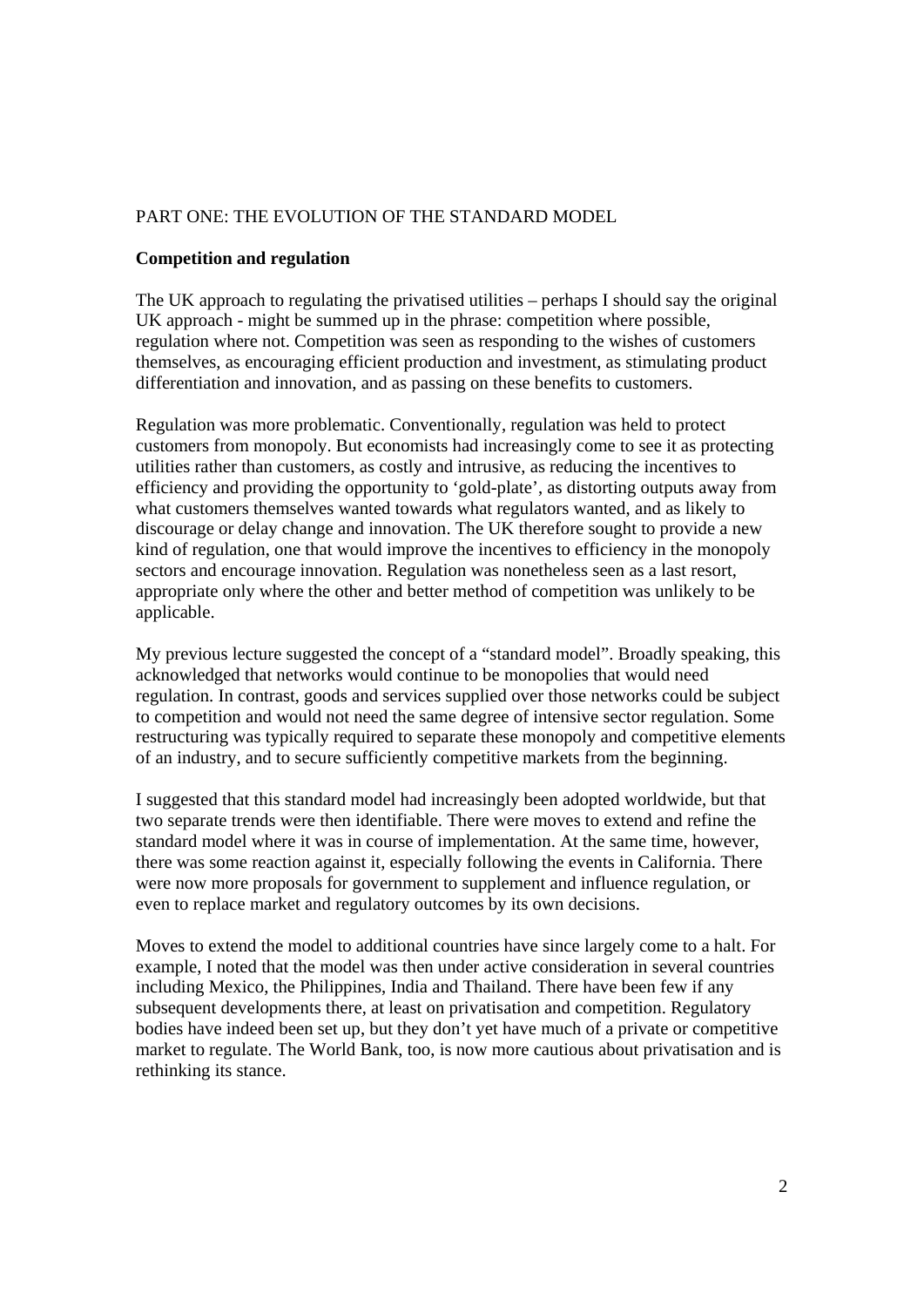PART ONE: THE EVOLUTION OF THE STANDARD MODEL

**Competition and regulation**

The UK approach to regulating the privatised utilities – perhaps I should say the original UK approach - might be summed up in the phrase: competition where possible, regulation where not. Competition was seen as responding to the wishes of customers themselves, as encouraging efficient production and investment, as stimulating product differentiation and innovation, and as passing on these benefits to customers.

Regulation was more problematic. Conventionally, regulation was held to protect customers from monopoly. But economists had increasingly come to see it as protecting utilities rather than customers, as costly and intrusive, as reducing the incentives to efficiency and providing the opportunity to 'gold-plate', as distorting outputs away from what customers themselves wanted towards what regulators wanted, and as likely to discourage or delay change and innovation. The UK therefore sought to provide a new kind of regulation, one that would improve the incentives to efficiency in the monopoly sectors and encourage innovation. Regulation was nonetheless seen as a last resort, appropriate only where the other and better method of competition was unlikely to be applicable.

My previous lecture suggested the concept of a "standard model". Broadly speaking, this acknowledged that networks would continue to be monopolies that would need regulation. In contrast, goods and services supplied over those networks could be subject to competition and would not need the same degree of intensive sector regulation. Some restructuring was typically required to separate these monopoly and competitive elements of an industry, and to secure sufficiently competitive markets from the beginning.

I suggested that this standard model had increasingly been adopted worldwide, but that two separate trends were then identifiable. There were moves to extend and refine the standard model where it was in course of implementation. At the same time, however, there was some reaction against it, especially following the events in California. There were now more proposals for government to supplement and influence regulation, or even to replace market and regulatory outcomes by its own decisions.

Moves to extend the model to additional countries have since largely come to a halt. For example, I noted that the model was then under active consideration in several countries including Mexico, the Philippines, India and Thailand. There have been few if any subsequent developments there, at least on privatisation and competition. Regulatory bodies have indeed been set up, but they don't yet have much of a private or competitive market to regulate. The World Bank, too, is now more cautious about privatisation and is rethinking its stance.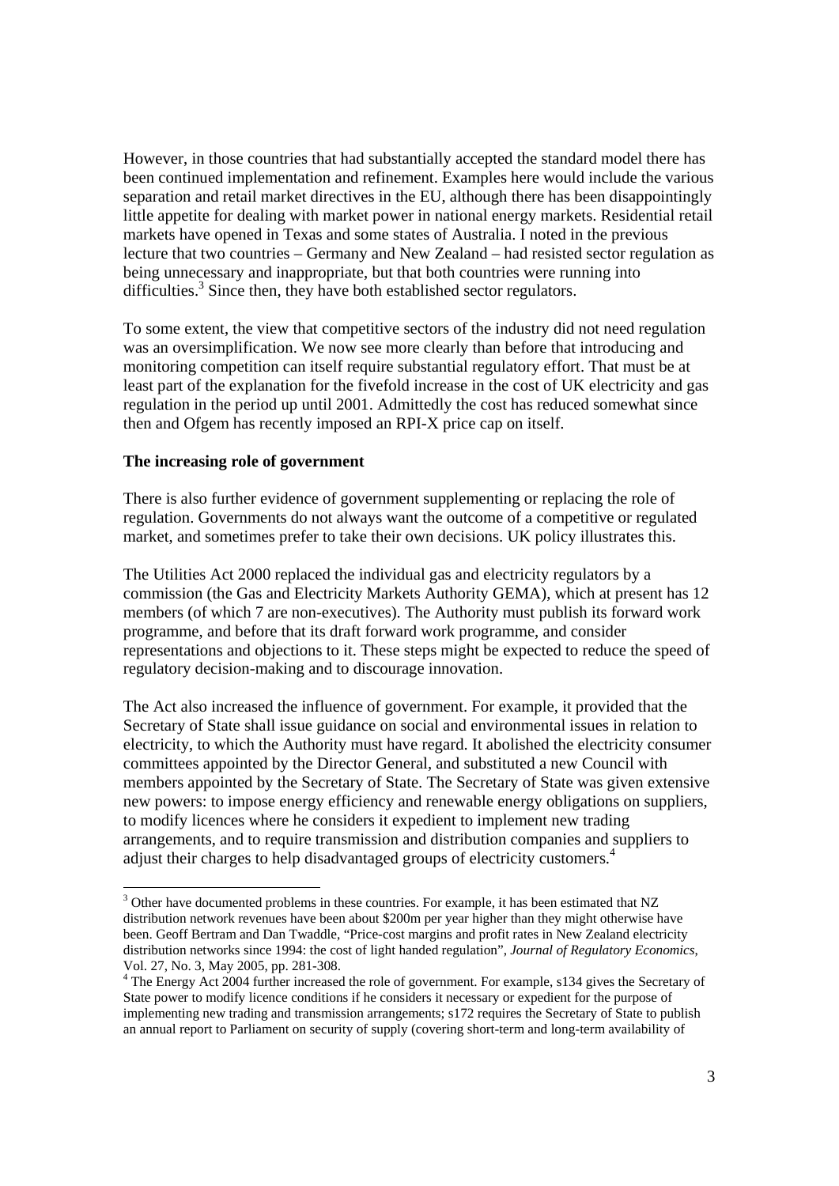However, in those countries that had substantially accepted the standard model there has been continued implementation and refinement. Examples here would include the various separation and retail market directives in the EU, although there has been disappointingly little appetite for dealing with market power in national energy markets. Residential retail markets have opened in Texas and some states of Australia. I noted in the previous lecture that two countries – Germany and New Zealand – had resisted sector regulation as being unnecessary and inappropriate, but that both countries were running into difficulties.[3] Since then, they have both established sector regulators.

To some extent, the view that competitive sectors of the industry did not need regulation was an oversimplification. We now see more clearly than before that introducing and monitoring competition can itself require substantial regulatory effort. That must be at least part of the explanation for the fivefold increase in the cost of UK electricity and gas regulation in the period up until 2001. Admittedly the cost has reduced somewhat since then and Ofgem has recently imposed an RPI-X price cap on itself.

**The increasing role of government**

There is also further evidence of government supplementing or replacing the role of regulation. Governments do not always want the outcome of a competitive or regulated market, and sometimes prefer to take their own decisions. UK policy illustrates this.

The Utilities Act 2000 replaced the individual gas and electricity regulators by a commission (the Gas and Electricity Markets Authority GEMA), which at present has 12 members (of which 7 are non-executives). The Authority must publish its forward work programme, and before that its draft forward work programme, and consider representations and objections to it. These steps might be expected to reduce the speed of regulatory decision-making and to discourage innovation.

The Act also increased the influence of government. For example, it provided that the Secretary of State shall issue guidance on social and environmental issues in relation to electricity, to which the Authority must have regard. It abolished the electricity consumer committees appointed by the Director General, and substituted a new Council with members appointed by the Secretary of State. The Secretary of State was given extensive new powers: to impose energy efficiency and renewable energy obligations on suppliers, to modify licences where he considers it expedient to implement new trading arrangements, and to require transmission and distribution companies and suppliers to adjust their charges to help disadvantaged groups of electricity customers.[4]

---

[3] Other have documented problems in these countries. For example, it has been estimated that NZ distribution network revenues have been about \$200m per year higher than they might otherwise have been. Geoff Bertram and Dan Twaddle, "Price-cost margins and profit rates in New Zealand electricity distribution networks since 1994: the cost of light handed regulation", *Journal of Regulatory Economics*, Vol. 27, No. 3, May 2005, pp. 281-308.

[4] The Energy Act 2004 further increased the role of government. For example, s134 gives the Secretary of State power to modify licence conditions if he considers it necessary or expedient for the purpose of implementing new trading and transmission arrangements; s172 requires the Secretary of State to publish an annual report to Parliament on security of supply (covering short-term and long-term availability of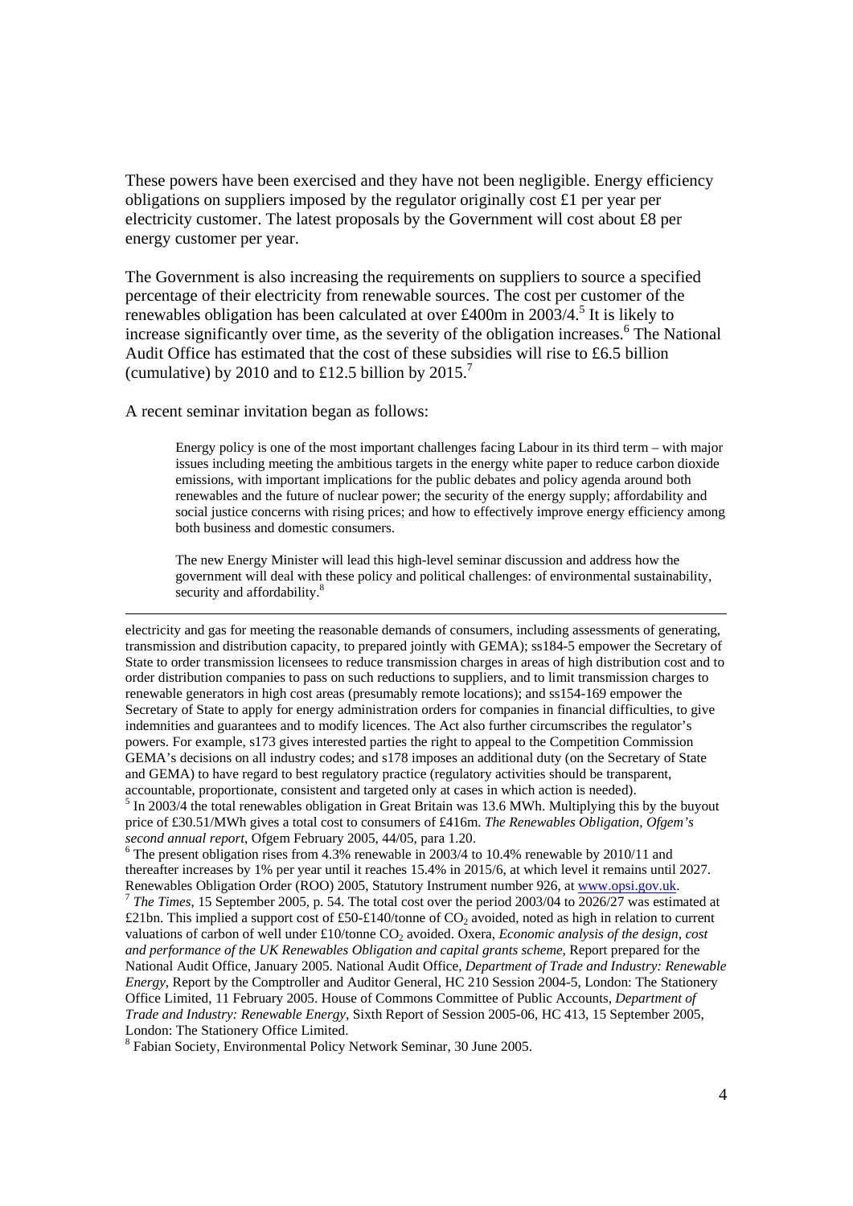These powers have been exercised and they have not been negligible. Energy efficiency obligations on suppliers imposed by the regulator originally cost £1 per year per electricity customer. The latest proposals by the Government will cost about £8 per energy customer per year.

The Government is also increasing the requirements on suppliers to source a specified percentage of their electricity from renewable sources. The cost per customer of the renewables obligation has been calculated at over £400m in 2003/4.[5] It is likely to increase significantly over time, as the severity of the obligation increases.[6] The National Audit Office has estimated that the cost of these subsidies will rise to £6.5 billion (cumulative) by 2010 and to £12.5 billion by 2015.[7]

A recent seminar invitation began as follows:

> Energy policy is one of the most important challenges facing Labour in its third term – with major issues including meeting the ambitious targets in the energy white paper to reduce carbon dioxide emissions, with important implications for the public debates and policy agenda around both renewables and the future of nuclear power; the security of the energy supply; affordability and social justice concerns with rising prices; and how to effectively improve energy efficiency among both business and domestic consumers.
>
> The new Energy Minister will lead this high-level seminar discussion and address how the government will deal with these policy and political challenges: of environmental sustainability, security and affordability.[8]

---

electricity and gas for meeting the reasonable demands of consumers, including assessments of generating, transmission and distribution capacity, to prepared jointly with GEMA); ss184-5 empower the Secretary of State to order transmission licensees to reduce transmission charges in areas of high distribution cost and to order distribution companies to pass on such reductions to suppliers, and to limit transmission charges to renewable generators in high cost areas (presumably remote locations); and ss154-169 empower the Secretary of State to apply for energy administration orders for companies in financial difficulties, to give indemnities and guarantees and to modify licences. The Act also further circumscribes the regulator's powers. For example, s173 gives interested parties the right to appeal to the Competition Commission GEMA's decisions on all industry codes; and s178 imposes an additional duty (on the Secretary of State and GEMA) to have regard to best regulatory practice (regulatory activities should be transparent, accountable, proportionate, consistent and targeted only at cases in which action is needed).

[5] In 2003/4 the total renewables obligation in Great Britain was 13.6 MWh. Multiplying this by the buyout price of £30.51/MWh gives a total cost to consumers of £416m. *The Renewables Obligation, Ofgem's second annual report*, Ofgem February 2005, 44/05, para 1.20.

[6] The present obligation rises from 4.3% renewable in 2003/4 to 10.4% renewable by 2010/11 and thereafter increases by 1% per year until it reaches 15.4% in 2015/6, at which level it remains until 2027. Renewables Obligation Order (ROO) 2005, Statutory Instrument number 926, at www.opsi.gov.uk.

[7] *The Times*, 15 September 2005, p. 54. The total cost over the period 2003/04 to 2026/27 was estimated at £21bn. This implied a support cost of £50-£140/tonne of $CO_2$ avoided, noted as high in relation to current valuations of carbon of well under £10/tonne $CO_2$ avoided. Oxera, *Economic analysis of the design, cost and performance of the UK Renewables Obligation and capital grants scheme*, Report prepared for the National Audit Office, January 2005. National Audit Office, *Department of Trade and Industry: Renewable Energy*, Report by the Comptroller and Auditor General, HC 210 Session 2004-5, London: The Stationery Office Limited, 11 February 2005. House of Commons Committee of Public Accounts, *Department of Trade and Industry: Renewable Energy*, Sixth Report of Session 2005-06, HC 413, 15 September 2005, London: The Stationery Office Limited.

[8] Fabian Society, Environmental Policy Network Seminar, 30 June 2005.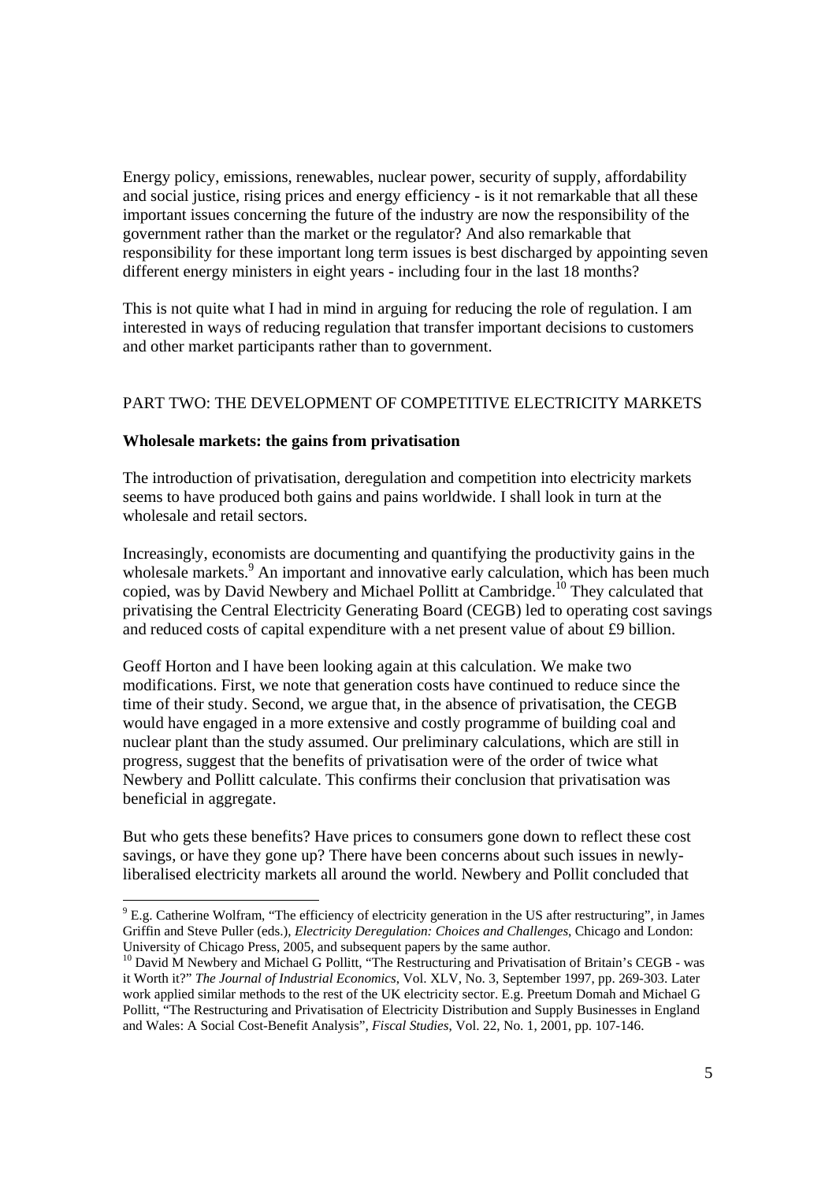Energy policy, emissions, renewables, nuclear power, security of supply, affordability and social justice, rising prices and energy efficiency - is it not remarkable that all these important issues concerning the future of the industry are now the responsibility of the government rather than the market or the regulator? And also remarkable that responsibility for these important long term issues is best discharged by appointing seven different energy ministers in eight years - including four in the last 18 months?

This is not quite what I had in mind in arguing for reducing the role of regulation. I am interested in ways of reducing regulation that transfer important decisions to customers and other market participants rather than to government.

## PART TWO: THE DEVELOPMENT OF COMPETITIVE ELECTRICITY MARKETS

### Wholesale markets: the gains from privatisation

The introduction of privatisation, deregulation and competition into electricity markets seems to have produced both gains and pains worldwide. I shall look in turn at the wholesale and retail sectors.

Increasingly, economists are documenting and quantifying the productivity gains in the wholesale markets.[9] An important and innovative early calculation, which has been much copied, was by David Newbery and Michael Pollitt at Cambridge.[10] They calculated that privatising the Central Electricity Generating Board (CEGB) led to operating cost savings and reduced costs of capital expenditure with a net present value of about £9 billion.

Geoff Horton and I have been looking again at this calculation. We make two modifications. First, we note that generation costs have continued to reduce since the time of their study. Second, we argue that, in the absence of privatisation, the CEGB would have engaged in a more extensive and costly programme of building coal and nuclear plant than the study assumed. Our preliminary calculations, which are still in progress, suggest that the benefits of privatisation were of the order of twice what Newbery and Pollitt calculate. This confirms their conclusion that privatisation was beneficial in aggregate.

But who gets these benefits? Have prices to consumers gone down to reflect these cost savings, or have they gone up? There have been concerns about such issues in newly-liberalised electricity markets all around the world. Newbery and Pollit concluded that

---

[9] E.g. Catherine Wolfram, "The efficiency of electricity generation in the US after restructuring", in James Griffin and Steve Puller (eds.), *Electricity Deregulation: Choices and Challenges*, Chicago and London: University of Chicago Press, 2005, and subsequent papers by the same author.

[10] David M Newbery and Michael G Pollitt, "The Restructuring and Privatisation of Britain's CEGB - was it Worth it?" *The Journal of Industrial Economics*, Vol. XLV, No. 3, September 1997, pp. 269-303. Later work applied similar methods to the rest of the UK electricity sector. E.g. Preetum Domah and Michael G Pollitt, "The Restructuring and Privatisation of Electricity Distribution and Supply Businesses in England and Wales: A Social Cost-Benefit Analysis", *Fiscal Studies*, Vol. 22, No. 1, 2001, pp. 107-146.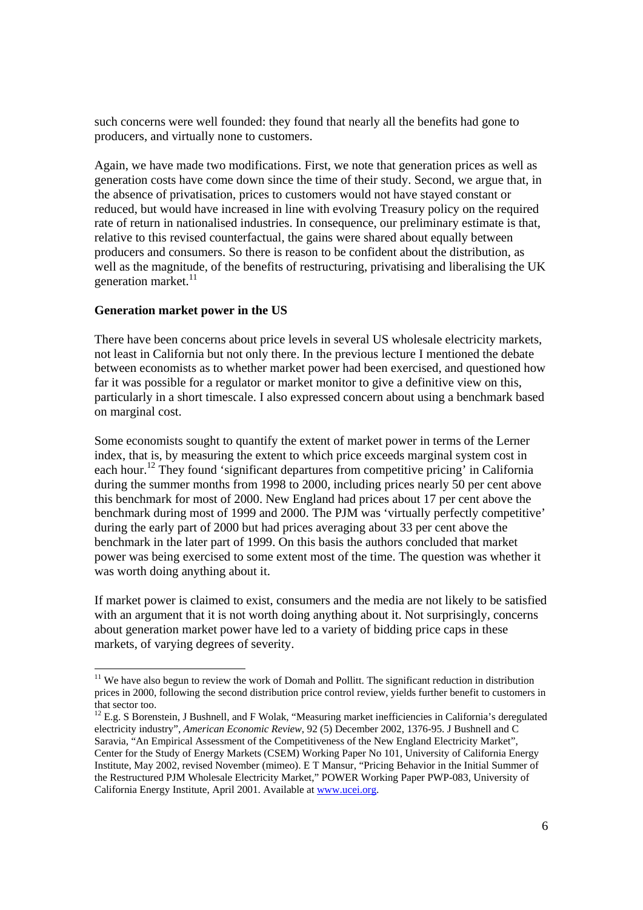such concerns were well founded: they found that nearly all the benefits had gone to producers, and virtually none to customers.

Again, we have made two modifications. First, we note that generation prices as well as generation costs have come down since the time of their study. Second, we argue that, in the absence of privatisation, prices to customers would not have stayed constant or reduced, but would have increased in line with evolving Treasury policy on the required rate of return in nationalised industries. In consequence, our preliminary estimate is that, relative to this revised counterfactual, the gains were shared about equally between producers and consumers. So there is reason to be confident about the distribution, as well as the magnitude, of the benefits of restructuring, privatising and liberalising the UK generation market.[11]

**Generation market power in the US**

There have been concerns about price levels in several US wholesale electricity markets, not least in California but not only there. In the previous lecture I mentioned the debate between economists as to whether market power had been exercised, and questioned how far it was possible for a regulator or market monitor to give a definitive view on this, particularly in a short timescale. I also expressed concern about using a benchmark based on marginal cost.

Some economists sought to quantify the extent of market power in terms of the Lerner index, that is, by measuring the extent to which price exceeds marginal system cost in each hour.[12] They found 'significant departures from competitive pricing' in California during the summer months from 1998 to 2000, including prices nearly 50 per cent above this benchmark for most of 2000. New England had prices about 17 per cent above the benchmark during most of 1999 and 2000. The PJM was 'virtually perfectly competitive' during the early part of 2000 but had prices averaging about 33 per cent above the benchmark in the later part of 1999. On this basis the authors concluded that market power was being exercised to some extent most of the time. The question was whether it was worth doing anything about it.

If market power is claimed to exist, consumers and the media are not likely to be satisfied with an argument that it is not worth doing anything about it. Not surprisingly, concerns about generation market power have led to a variety of bidding price caps in these markets, of varying degrees of severity.

---

[11] We have also begun to review the work of Domah and Pollitt. The significant reduction in distribution prices in 2000, following the second distribution price control review, yields further benefit to customers in that sector too.

[12] E.g. S Borenstein, J Bushnell, and F Wolak, "Measuring market inefficiencies in California's deregulated electricity industry", *American Economic Review,* 92 (5) December 2002, 1376-95. J Bushnell and C Saravia, "An Empirical Assessment of the Competitiveness of the New England Electricity Market", Center for the Study of Energy Markets (CSEM) Working Paper No 101, University of California Energy Institute, May 2002, revised November (mimeo). E T Mansur, "Pricing Behavior in the Initial Summer of the Restructured PJM Wholesale Electricity Market," POWER Working Paper PWP-083, University of California Energy Institute, April 2001. Available at www.ucei.org.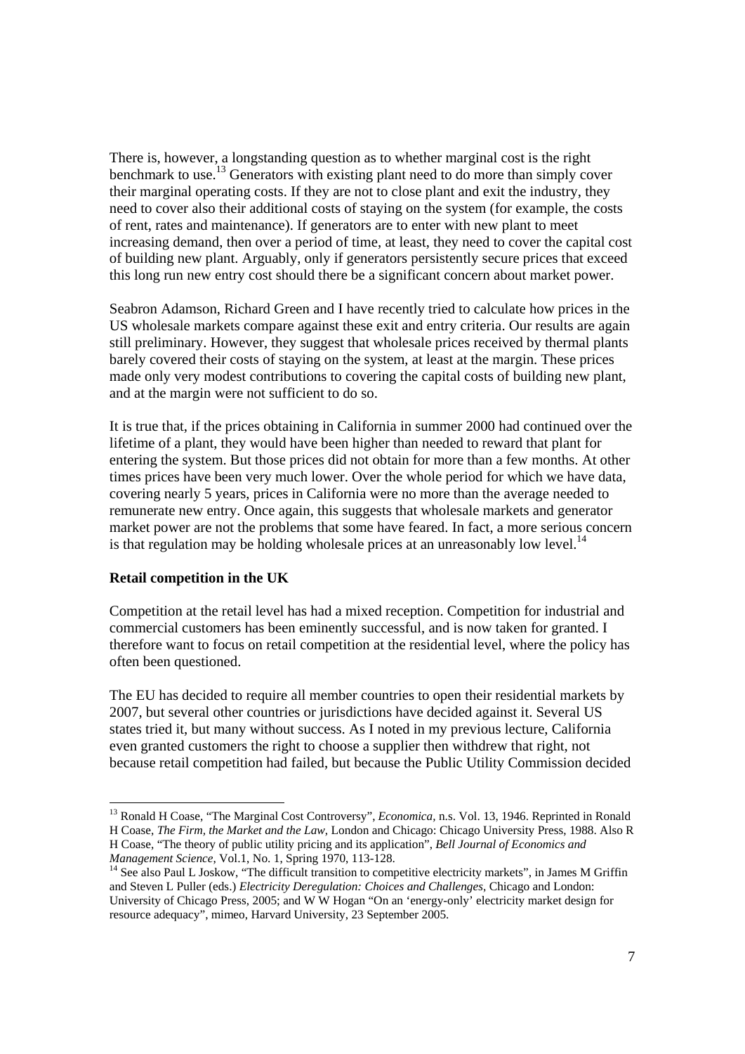There is, however, a longstanding question as to whether marginal cost is the right benchmark to use.[13] Generators with existing plant need to do more than simply cover their marginal operating costs. If they are not to close plant and exit the industry, they need to cover also their additional costs of staying on the system (for example, the costs of rent, rates and maintenance). If generators are to enter with new plant to meet increasing demand, then over a period of time, at least, they need to cover the capital cost of building new plant. Arguably, only if generators persistently secure prices that exceed this long run new entry cost should there be a significant concern about market power.

Seabron Adamson, Richard Green and I have recently tried to calculate how prices in the US wholesale markets compare against these exit and entry criteria. Our results are again still preliminary. However, they suggest that wholesale prices received by thermal plants barely covered their costs of staying on the system, at least at the margin. These prices made only very modest contributions to covering the capital costs of building new plant, and at the margin were not sufficient to do so.

It is true that, if the prices obtaining in California in summer 2000 had continued over the lifetime of a plant, they would have been higher than needed to reward that plant for entering the system. But those prices did not obtain for more than a few months. At other times prices have been very much lower. Over the whole period for which we have data, covering nearly 5 years, prices in California were no more than the average needed to remunerate new entry. Once again, this suggests that wholesale markets and generator market power are not the problems that some have feared. In fact, a more serious concern is that regulation may be holding wholesale prices at an unreasonably low level.[14]

**Retail competition in the UK**

Competition at the retail level has had a mixed reception. Competition for industrial and commercial customers has been eminently successful, and is now taken for granted. I therefore want to focus on retail competition at the residential level, where the policy has often been questioned.

The EU has decided to require all member countries to open their residential markets by 2007, but several other countries or jurisdictions have decided against it. Several US states tried it, but many without success. As I noted in my previous lecture, California even granted customers the right to choose a supplier then withdrew that right, not because retail competition had failed, but because the Public Utility Commission decided

---

[13] Ronald H Coase, "The Marginal Cost Controversy", *Economica*, n.s. Vol. 13, 1946. Reprinted in Ronald H Coase, *The Firm, the Market and the Law*, London and Chicago: Chicago University Press, 1988. Also R H Coase, "The theory of public utility pricing and its application", *Bell Journal of Economics and Management Science*, Vol.1, No. 1, Spring 1970, 113-128.

[14] See also Paul L Joskow, "The difficult transition to competitive electricity markets", in James M Griffin and Steven L Puller (eds.) *Electricity Deregulation: Choices and Challenges*, Chicago and London: University of Chicago Press, 2005; and W W Hogan "On an 'energy-only' electricity market design for resource adequacy", mimeo, Harvard University, 23 September 2005.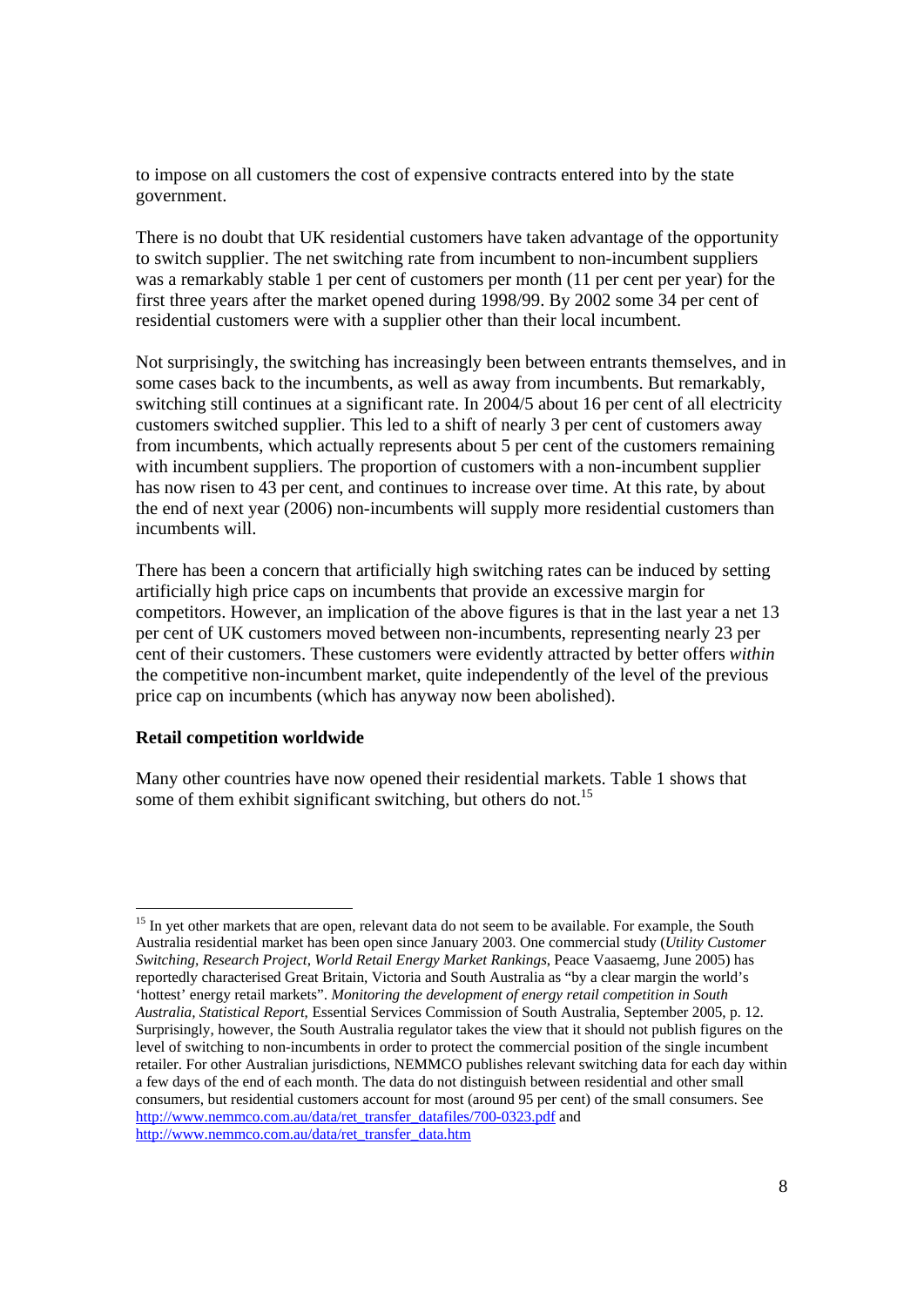to impose on all customers the cost of expensive contracts entered into by the state government.

There is no doubt that UK residential customers have taken advantage of the opportunity to switch supplier. The net switching rate from incumbent to non-incumbent suppliers was a remarkably stable 1 per cent of customers per month (11 per cent per year) for the first three years after the market opened during 1998/99. By 2002 some 34 per cent of residential customers were with a supplier other than their local incumbent.

Not surprisingly, the switching has increasingly been between entrants themselves, and in some cases back to the incumbents, as well as away from incumbents. But remarkably, switching still continues at a significant rate. In 2004/5 about 16 per cent of all electricity customers switched supplier. This led to a shift of nearly 3 per cent of customers away from incumbents, which actually represents about 5 per cent of the customers remaining with incumbent suppliers. The proportion of customers with a non-incumbent supplier has now risen to 43 per cent, and continues to increase over time. At this rate, by about the end of next year (2006) non-incumbents will supply more residential customers than incumbents will.

There has been a concern that artificially high switching rates can be induced by setting artificially high price caps on incumbents that provide an excessive margin for competitors. However, an implication of the above figures is that in the last year a net 13 per cent of UK customers moved between non-incumbents, representing nearly 23 per cent of their customers. These customers were evidently attracted by better offers *within* the competitive non-incumbent market, quite independently of the level of the previous price cap on incumbents (which has anyway now been abolished).

**Retail competition worldwide**

Many other countries have now opened their residential markets. Table 1 shows that some of them exhibit significant switching, but others do not.[15]

---

[15] In yet other markets that are open, relevant data do not seem to be available. For example, the South Australia residential market has been open since January 2003. One commercial study (*Utility Customer Switching, Research Project, World Retail Energy Market Rankings*, Peace Vaasaemg, June 2005) has reportedly characterised Great Britain, Victoria and South Australia as "by a clear margin the world's 'hottest' energy retail markets". *Monitoring the development of energy retail competition in South Australia, Statistical Report*, Essential Services Commission of South Australia, September 2005, p. 12. Surprisingly, however, the South Australia regulator takes the view that it should not publish figures on the level of switching to non-incumbents in order to protect the commercial position of the single incumbent retailer. For other Australian jurisdictions, NEMMCO publishes relevant switching data for each day within a few days of the end of each month. The data do not distinguish between residential and other small consumers, but residential customers account for most (around 95 per cent) of the small consumers. See http://www.nemmco.com.au/data/ret_transfer_datafiles/700-0323.pdf and http://www.nemmco.com.au/data/ret_transfer_data.htm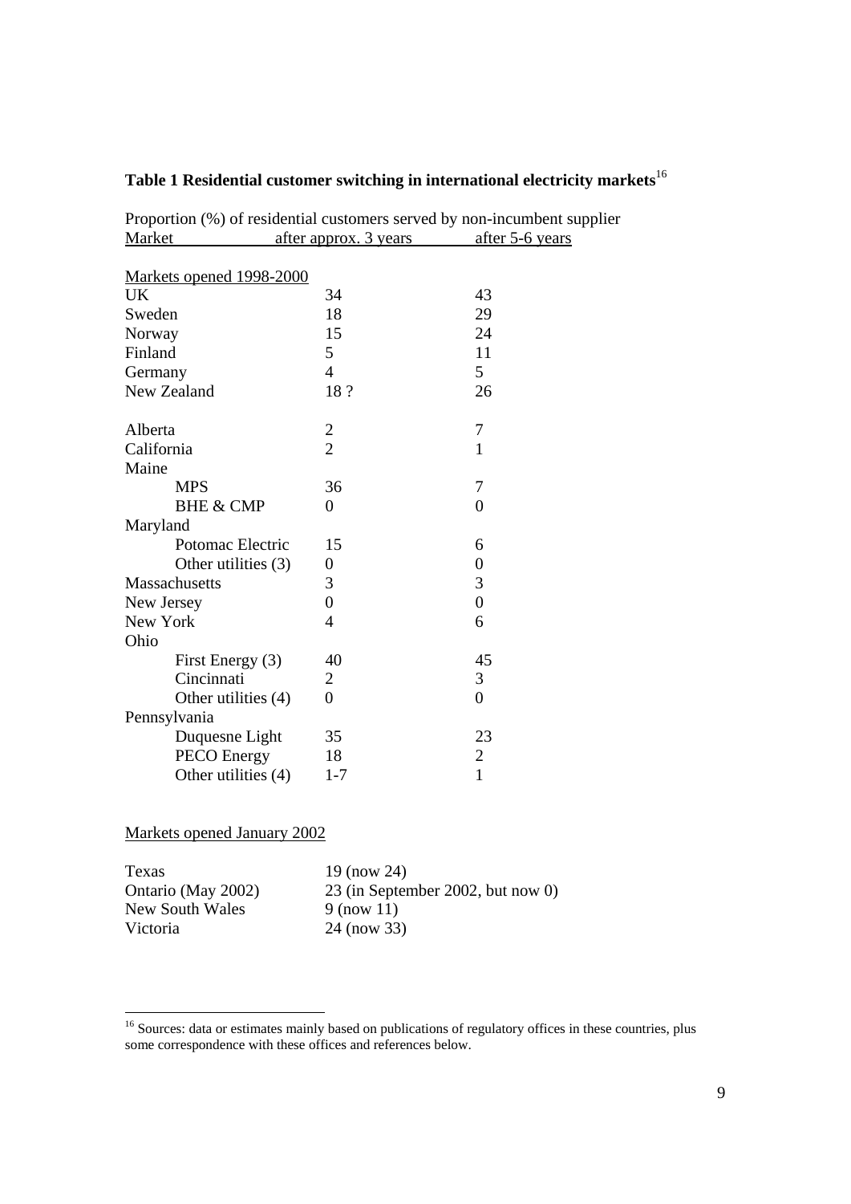**Table 1 Residential customer switching in international electricity markets**[16]

Proportion (%) of residential customers served by non-incumbent supplier

| Market | after approx. 3 years | after 5-6 years |
|---|---|---|
| Markets opened 1998-2000 | | |
| UK | 34 | 43 |
| Sweden | 18 | 29 |
| Norway | 15 | 24 |
| Finland | 5 | 11 |
| Germany | 4 | 5 |
| New Zealand | 18 ? | 26 |
| | | |
| Alberta | 2 | 7 |
| California | 2 | 1 |
| Maine | | |
| MPS | 36 | 7 |
| BHE & CMP | 0 | 0 |
| Maryland | | |
| Potomac Electric | 15 | 6 |
| Other utilities (3) | 0 | 0 |
| Massachusetts | 3 | 3 |
| New Jersey | 0 | 0 |
| New York | 4 | 6 |
| Ohio | | |
| First Energy (3) | 40 | 45 |
| Cincinnati | 2 | 3 |
| Other utilities (4) | 0 | 0 |
| Pennsylvania | | |
| Duquesne Light | 35 | 23 |
| PECO Energy | 18 | 2 |
| Other utilities (4) | 1-7 | 1 |

Markets opened January 2002

| Market | |
|---|---|
| Texas | 19 (now 24) |
| Ontario (May 2002) | 23 (in September 2002, but now 0) |
| New South Wales | 9 (now 11) |
| Victoria | 24 (now 33) |

[16] Sources: data or estimates mainly based on publications of regulatory offices in these countries, plus some correspondence with these offices and references below.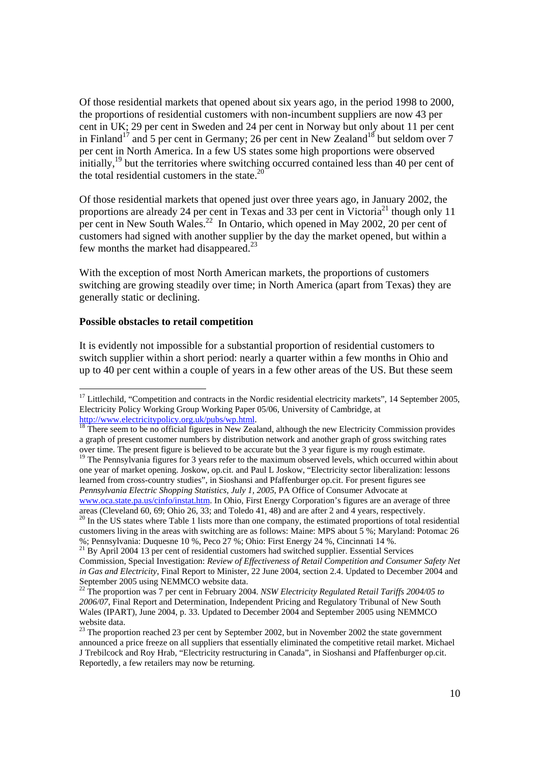Of those residential markets that opened about six years ago, in the period 1998 to 2000, the proportions of residential customers with non-incumbent suppliers are now 43 per cent in UK; 29 per cent in Sweden and 24 per cent in Norway but only about 11 per cent in Finland[17] and 5 per cent in Germany; 26 per cent in New Zealand[18] but seldom over 7 per cent in North America. In a few US states some high proportions were observed initially,[19] but the territories where switching occurred contained less than 40 per cent of the total residential customers in the state.[20]

Of those residential markets that opened just over three years ago, in January 2002, the proportions are already 24 per cent in Texas and 33 per cent in Victoria[21] though only 11 per cent in New South Wales.[22] In Ontario, which opened in May 2002, 20 per cent of customers had signed with another supplier by the day the market opened, but within a few months the market had disappeared.[23]

With the exception of most North American markets, the proportions of customers switching are growing steadily over time; in North America (apart from Texas) they are generally static or declining.

**Possible obstacles to retail competition**

It is evidently not impossible for a substantial proportion of residential customers to switch supplier within a short period: nearly a quarter within a few months in Ohio and up to 40 per cent within a couple of years in a few other areas of the US. But these seem

---

[17] Littlechild, "Competition and contracts in the Nordic residential electricity markets", 14 September 2005, Electricity Policy Working Group Working Paper 05/06, University of Cambridge, at http://www.electricitypolicy.org.uk/pubs/wp.html.

[18] There seem to be no official figures in New Zealand, although the new Electricity Commission provides a graph of present customer numbers by distribution network and another graph of gross switching rates over time. The present figure is believed to be accurate but the 3 year figure is my rough estimate.

[19] The Pennsylvania figures for 3 years refer to the maximum observed levels, which occurred within about one year of market opening. Joskow, op.cit. and Paul L Joskow, "Electricity sector liberalization: lessons learned from cross-country studies", in Sioshansi and Pfaffenburger op.cit. For present figures see *Pennsylvania Electric Shopping Statistics, July 1, 2005*, PA Office of Consumer Advocate at www.oca.state.pa.us/cinfo/instat.htm. In Ohio, First Energy Corporation's figures are an average of three areas (Cleveland 60, 69; Ohio 26, 33; and Toledo 41, 48) and are after 2 and 4 years, respectively.

[20] In the US states where Table 1 lists more than one company, the estimated proportions of total residential customers living in the areas with switching are as follows: Maine: MPS about 5 %; Maryland: Potomac 26 %; Pennsylvania: Duquesne 10 %, Peco 27 %; Ohio: First Energy 24 %, Cincinnati 14 %.

[21] By April 2004 13 per cent of residential customers had switched supplier. Essential Services Commission, Special Investigation: *Review of Effectiveness of Retail Competition and Consumer Safety Net in Gas and Electricity*, Final Report to Minister, 22 June 2004, section 2.4. Updated to December 2004 and September 2005 using NEMMCO website data.

[22] The proportion was 7 per cent in February 2004. *NSW Electricity Regulated Retail Tariffs 2004/05 to 2006/07*, Final Report and Determination, Independent Pricing and Regulatory Tribunal of New South Wales (IPART), June 2004, p. 33. Updated to December 2004 and September 2005 using NEMMCO website data.

[23] The proportion reached 23 per cent by September 2002, but in November 2002 the state government announced a price freeze on all suppliers that essentially eliminated the competitive retail market. Michael J Trebilcock and Roy Hrab, "Electricity restructuring in Canada", in Sioshansi and Pfaffenburger op.cit. Reportedly, a few retailers may now be returning.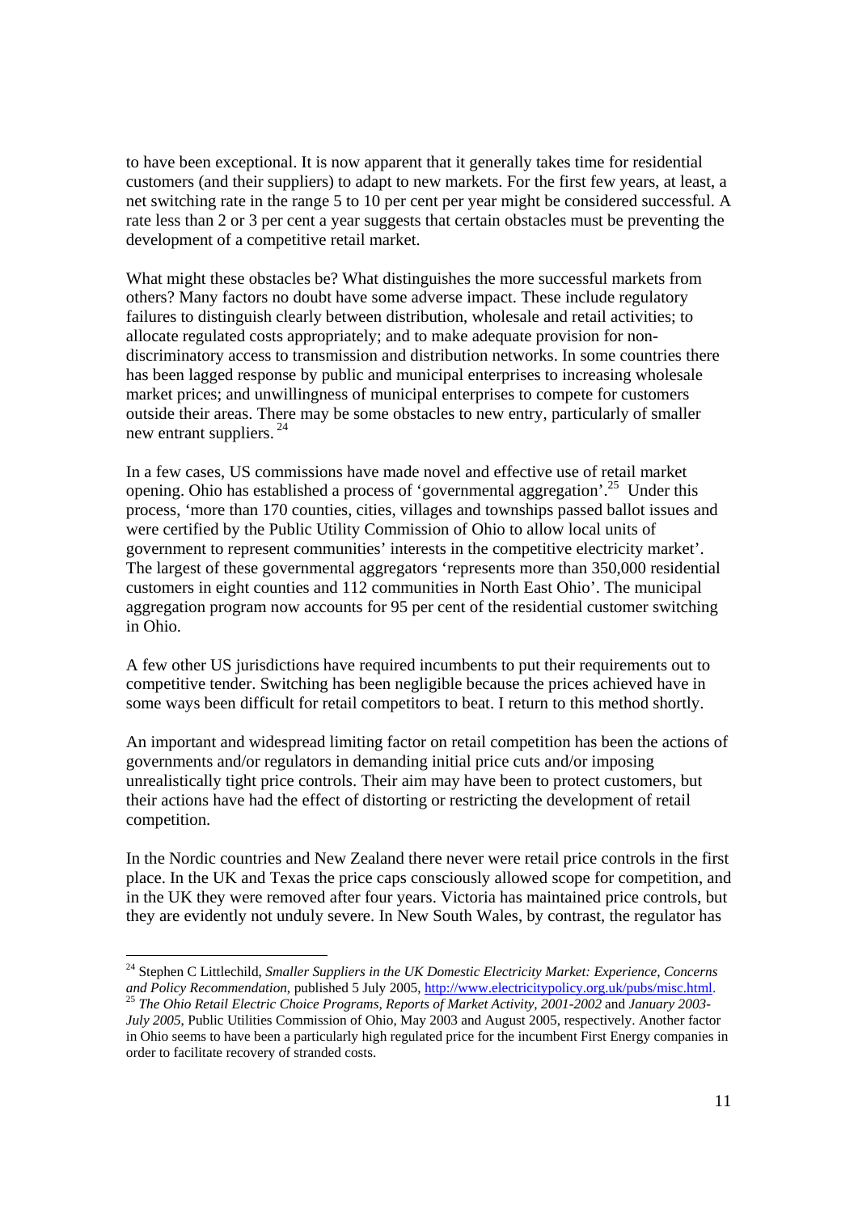to have been exceptional. It is now apparent that it generally takes time for residential customers (and their suppliers) to adapt to new markets. For the first few years, at least, a net switching rate in the range 5 to 10 per cent per year might be considered successful. A rate less than 2 or 3 per cent a year suggests that certain obstacles must be preventing the development of a competitive retail market.

What might these obstacles be? What distinguishes the more successful markets from others? Many factors no doubt have some adverse impact. These include regulatory failures to distinguish clearly between distribution, wholesale and retail activities; to allocate regulated costs appropriately; and to make adequate provision for non-discriminatory access to transmission and distribution networks. In some countries there has been lagged response by public and municipal enterprises to increasing wholesale market prices; and unwillingness of municipal enterprises to compete for customers outside their areas. There may be some obstacles to new entry, particularly of smaller new entrant suppliers. [24]

In a few cases, US commissions have made novel and effective use of retail market opening. Ohio has established a process of 'governmental aggregation'.[25] Under this process, 'more than 170 counties, cities, villages and townships passed ballot issues and were certified by the Public Utility Commission of Ohio to allow local units of government to represent communities' interests in the competitive electricity market'. The largest of these governmental aggregators 'represents more than 350,000 residential customers in eight counties and 112 communities in North East Ohio'. The municipal aggregation program now accounts for 95 per cent of the residential customer switching in Ohio.

A few other US jurisdictions have required incumbents to put their requirements out to competitive tender. Switching has been negligible because the prices achieved have in some ways been difficult for retail competitors to beat. I return to this method shortly.

An important and widespread limiting factor on retail competition has been the actions of governments and/or regulators in demanding initial price cuts and/or imposing unrealistically tight price controls. Their aim may have been to protect customers, but their actions have had the effect of distorting or restricting the development of retail competition.

In the Nordic countries and New Zealand there never were retail price controls in the first place. In the UK and Texas the price caps consciously allowed scope for competition, and in the UK they were removed after four years. Victoria has maintained price controls, but they are evidently not unduly severe. In New South Wales, by contrast, the regulator has

---

[24] Stephen C Littlechild, *Smaller Suppliers in the UK Domestic Electricity Market: Experience, Concerns and Policy Recommendation*, published 5 July 2005, http://www.electricitypolicy.org.uk/pubs/misc.html.

[25] *The Ohio Retail Electric Choice Programs, Reports of Market Activity, 2001-2002* and *January 2003-July 2005*, Public Utilities Commission of Ohio, May 2003 and August 2005, respectively. Another factor in Ohio seems to have been a particularly high regulated price for the incumbent First Energy companies in order to facilitate recovery of stranded costs.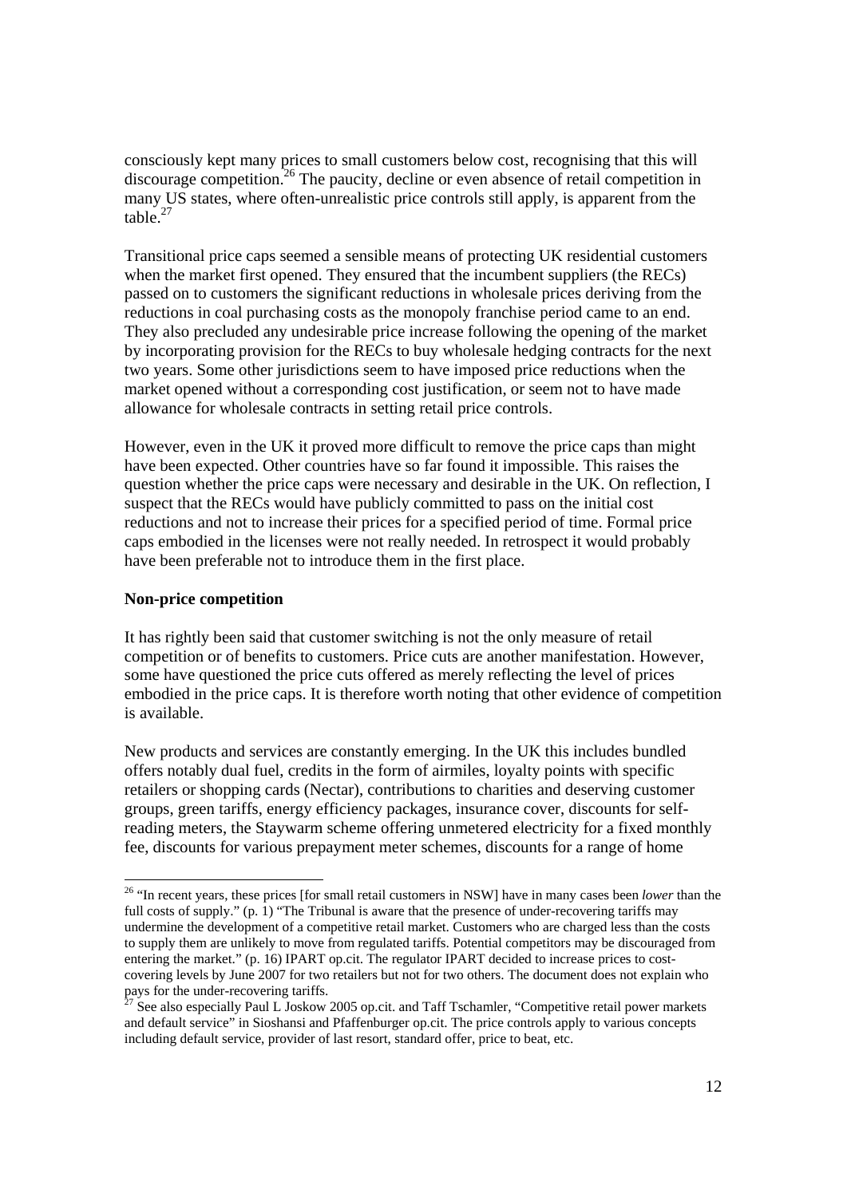consciously kept many prices to small customers below cost, recognising that this will discourage competition.[26] The paucity, decline or even absence of retail competition in many US states, where often-unrealistic price controls still apply, is apparent from the table.[27]

Transitional price caps seemed a sensible means of protecting UK residential customers when the market first opened. They ensured that the incumbent suppliers (the RECs) passed on to customers the significant reductions in wholesale prices deriving from the reductions in coal purchasing costs as the monopoly franchise period came to an end. They also precluded any undesirable price increase following the opening of the market by incorporating provision for the RECs to buy wholesale hedging contracts for the next two years. Some other jurisdictions seem to have imposed price reductions when the market opened without a corresponding cost justification, or seem not to have made allowance for wholesale contracts in setting retail price controls.

However, even in the UK it proved more difficult to remove the price caps than might have been expected. Other countries have so far found it impossible. This raises the question whether the price caps were necessary and desirable in the UK. On reflection, I suspect that the RECs would have publicly committed to pass on the initial cost reductions and not to increase their prices for a specified period of time. Formal price caps embodied in the licenses were not really needed. In retrospect it would probably have been preferable not to introduce them in the first place.

**Non-price competition**

It has rightly been said that customer switching is not the only measure of retail competition or of benefits to customers. Price cuts are another manifestation. However, some have questioned the price cuts offered as merely reflecting the level of prices embodied in the price caps. It is therefore worth noting that other evidence of competition is available.

New products and services are constantly emerging. In the UK this includes bundled offers notably dual fuel, credits in the form of airmiles, loyalty points with specific retailers or shopping cards (Nectar), contributions to charities and deserving customer groups, green tariffs, energy efficiency packages, insurance cover, discounts for self-reading meters, the Staywarm scheme offering unmetered electricity for a fixed monthly fee, discounts for various prepayment meter schemes, discounts for a range of home

---

[26] "In recent years, these prices [for small retail customers in NSW] have in many cases been *lower* than the full costs of supply." (p. 1) "The Tribunal is aware that the presence of under-recovering tariffs may undermine the development of a competitive retail market. Customers who are charged less than the costs to supply them are unlikely to move from regulated tariffs. Potential competitors may be discouraged from entering the market." (p. 16) IPART op.cit. The regulator IPART decided to increase prices to cost-covering levels by June 2007 for two retailers but not for two others. The document does not explain who pays for the under-recovering tariffs.

[27] See also especially Paul L Joskow 2005 op.cit. and Taff Tschamler, "Competitive retail power markets and default service" in Sioshansi and Pfaffenburger op.cit. The price controls apply to various concepts including default service, provider of last resort, standard offer, price to beat, etc.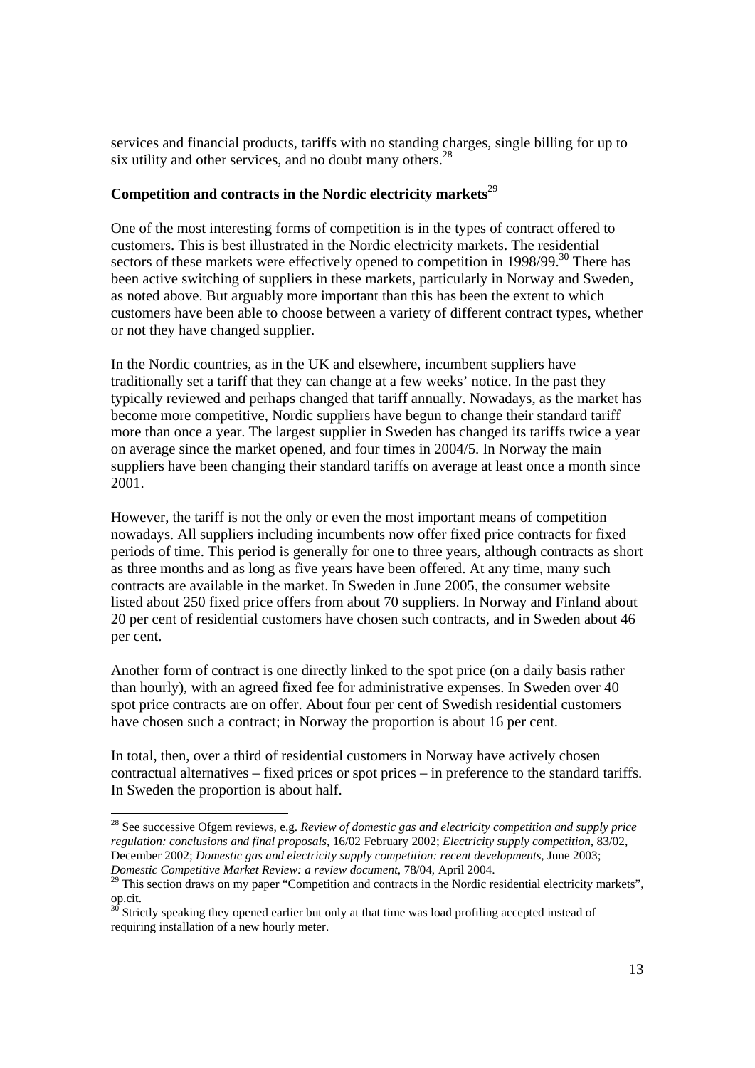services and financial products, tariffs with no standing charges, single billing for up to six utility and other services, and no doubt many others.[28]

**Competition and contracts in the Nordic electricity markets**[29]

One of the most interesting forms of competition is in the types of contract offered to customers. This is best illustrated in the Nordic electricity markets. The residential sectors of these markets were effectively opened to competition in 1998/99.[30] There has been active switching of suppliers in these markets, particularly in Norway and Sweden, as noted above. But arguably more important than this has been the extent to which customers have been able to choose between a variety of different contract types, whether or not they have changed supplier.

In the Nordic countries, as in the UK and elsewhere, incumbent suppliers have traditionally set a tariff that they can change at a few weeks' notice. In the past they typically reviewed and perhaps changed that tariff annually. Nowadays, as the market has become more competitive, Nordic suppliers have begun to change their standard tariff more than once a year. The largest supplier in Sweden has changed its tariffs twice a year on average since the market opened, and four times in 2004/5. In Norway the main suppliers have been changing their standard tariffs on average at least once a month since 2001.

However, the tariff is not the only or even the most important means of competition nowadays. All suppliers including incumbents now offer fixed price contracts for fixed periods of time. This period is generally for one to three years, although contracts as short as three months and as long as five years have been offered. At any time, many such contracts are available in the market. In Sweden in June 2005, the consumer website listed about 250 fixed price offers from about 70 suppliers. In Norway and Finland about 20 per cent of residential customers have chosen such contracts, and in Sweden about 46 per cent.

Another form of contract is one directly linked to the spot price (on a daily basis rather than hourly), with an agreed fixed fee for administrative expenses. In Sweden over 40 spot price contracts are on offer. About four per cent of Swedish residential customers have chosen such a contract; in Norway the proportion is about 16 per cent.

In total, then, over a third of residential customers in Norway have actively chosen contractual alternatives – fixed prices or spot prices – in preference to the standard tariffs. In Sweden the proportion is about half.

---

[28] See successive Ofgem reviews, e.g. *Review of domestic gas and electricity competition and supply price regulation: conclusions and final proposals*, 16/02 February 2002; *Electricity supply competition*, 83/02, December 2002; *Domestic gas and electricity supply competition: recent developments*, June 2003; *Domestic Competitive Market Review: a review document*, 78/04, April 2004.

[29] This section draws on my paper "Competition and contracts in the Nordic residential electricity markets", op.cit.

[30] Strictly speaking they opened earlier but only at that time was load profiling accepted instead of requiring installation of a new hourly meter.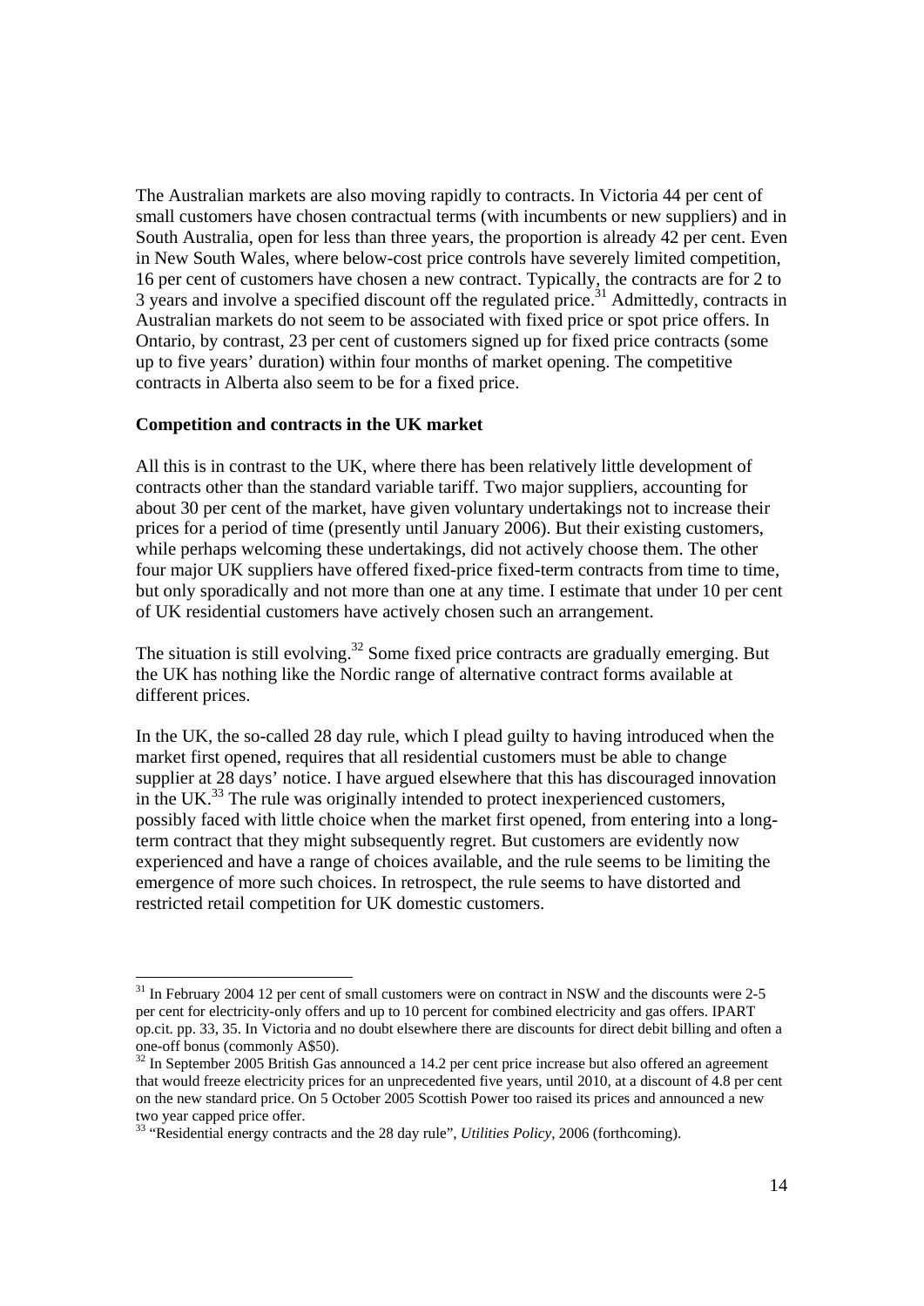The Australian markets are also moving rapidly to contracts. In Victoria 44 per cent of small customers have chosen contractual terms (with incumbents or new suppliers) and in South Australia, open for less than three years, the proportion is already 42 per cent. Even in New South Wales, where below-cost price controls have severely limited competition, 16 per cent of customers have chosen a new contract. Typically, the contracts are for 2 to 3 years and involve a specified discount off the regulated price.[31] Admittedly, contracts in Australian markets do not seem to be associated with fixed price or spot price offers. In Ontario, by contrast, 23 per cent of customers signed up for fixed price contracts (some up to five years' duration) within four months of market opening. The competitive contracts in Alberta also seem to be for a fixed price.

**Competition and contracts in the UK market**

All this is in contrast to the UK, where there has been relatively little development of contracts other than the standard variable tariff. Two major suppliers, accounting for about 30 per cent of the market, have given voluntary undertakings not to increase their prices for a period of time (presently until January 2006). But their existing customers, while perhaps welcoming these undertakings, did not actively choose them. The other four major UK suppliers have offered fixed-price fixed-term contracts from time to time, but only sporadically and not more than one at any time. I estimate that under 10 per cent of UK residential customers have actively chosen such an arrangement.

The situation is still evolving.[32] Some fixed price contracts are gradually emerging. But the UK has nothing like the Nordic range of alternative contract forms available at different prices.

In the UK, the so-called 28 day rule, which I plead guilty to having introduced when the market first opened, requires that all residential customers must be able to change supplier at 28 days' notice. I have argued elsewhere that this has discouraged innovation in the UK.[33] The rule was originally intended to protect inexperienced customers, possibly faced with little choice when the market first opened, from entering into a long-term contract that they might subsequently regret. But customers are evidently now experienced and have a range of choices available, and the rule seems to be limiting the emergence of more such choices. In retrospect, the rule seems to have distorted and restricted retail competition for UK domestic customers.

---

[31] In February 2004 12 per cent of small customers were on contract in NSW and the discounts were 2-5 per cent for electricity-only offers and up to 10 percent for combined electricity and gas offers. IPART op.cit. pp. 33, 35. In Victoria and no doubt elsewhere there are discounts for direct debit billing and often a one-off bonus (commonly A$50).

[32] In September 2005 British Gas announced a 14.2 per cent price increase but also offered an agreement that would freeze electricity prices for an unprecedented five years, until 2010, at a discount of 4.8 per cent on the new standard price. On 5 October 2005 Scottish Power too raised its prices and announced a new two year capped price offer.

[33] "Residential energy contracts and the 28 day rule", *Utilities Policy*, 2006 (forthcoming).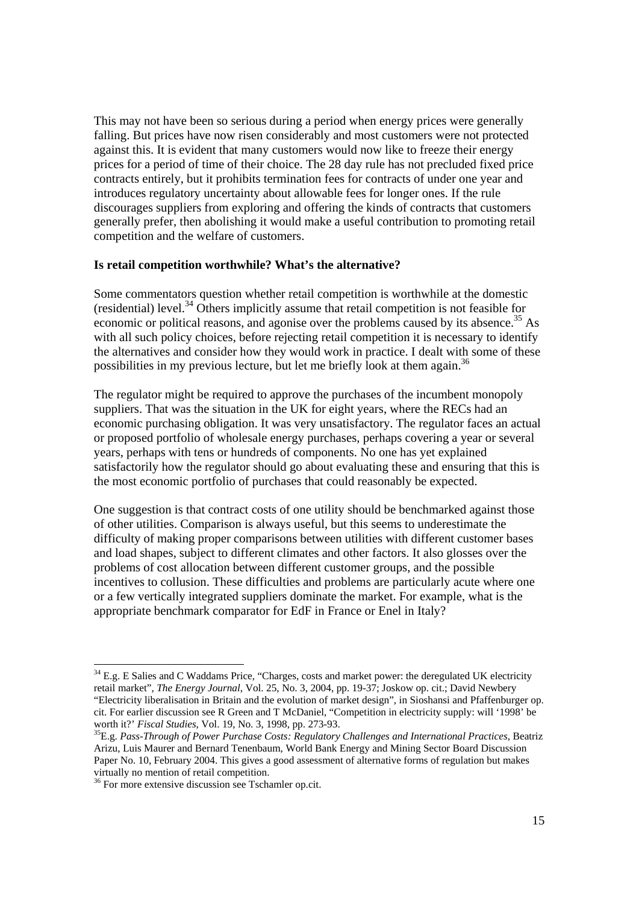This may not have been so serious during a period when energy prices were generally falling. But prices have now risen considerably and most customers were not protected against this. It is evident that many customers would now like to freeze their energy prices for a period of time of their choice. The 28 day rule has not precluded fixed price contracts entirely, but it prohibits termination fees for contracts of under one year and introduces regulatory uncertainty about allowable fees for longer ones. If the rule discourages suppliers from exploring and offering the kinds of contracts that customers generally prefer, then abolishing it would make a useful contribution to promoting retail competition and the welfare of customers.

**Is retail competition worthwhile? What's the alternative?**

Some commentators question whether retail competition is worthwhile at the domestic (residential) level.[34] Others implicitly assume that retail competition is not feasible for economic or political reasons, and agonise over the problems caused by its absence.[35] As with all such policy choices, before rejecting retail competition it is necessary to identify the alternatives and consider how they would work in practice. I dealt with some of these possibilities in my previous lecture, but let me briefly look at them again.[36]

The regulator might be required to approve the purchases of the incumbent monopoly suppliers. That was the situation in the UK for eight years, where the RECs had an economic purchasing obligation. It was very unsatisfactory. The regulator faces an actual or proposed portfolio of wholesale energy purchases, perhaps covering a year or several years, perhaps with tens or hundreds of components. No one has yet explained satisfactorily how the regulator should go about evaluating these and ensuring that this is the most economic portfolio of purchases that could reasonably be expected.

One suggestion is that contract costs of one utility should be benchmarked against those of other utilities. Comparison is always useful, but this seems to underestimate the difficulty of making proper comparisons between utilities with different customer bases and load shapes, subject to different climates and other factors. It also glosses over the problems of cost allocation between different customer groups, and the possible incentives to collusion. These difficulties and problems are particularly acute where one or a few vertically integrated suppliers dominate the market. For example, what is the appropriate benchmark comparator for EdF in France or Enel in Italy?

---

[34] E.g. E Salies and C Waddams Price, "Charges, costs and market power: the deregulated UK electricity retail market", *The Energy Journal*, Vol. 25, No. 3, 2004, pp. 19-37; Joskow op. cit.; David Newbery "Electricity liberalisation in Britain and the evolution of market design", in Sioshansi and Pfaffenburger op. cit. For earlier discussion see R Green and T McDaniel, "Competition in electricity supply: will '1998' be worth it?' *Fiscal Studies*, Vol. 19, No. 3, 1998, pp. 273-93.

[35] E.g. *Pass-Through of Power Purchase Costs: Regulatory Challenges and International Practices*, Beatriz Arizu, Luis Maurer and Bernard Tenenbaum, World Bank Energy and Mining Sector Board Discussion Paper No. 10, February 2004. This gives a good assessment of alternative forms of regulation but makes virtually no mention of retail competition.

[36] For more extensive discussion see Tschamler op.cit.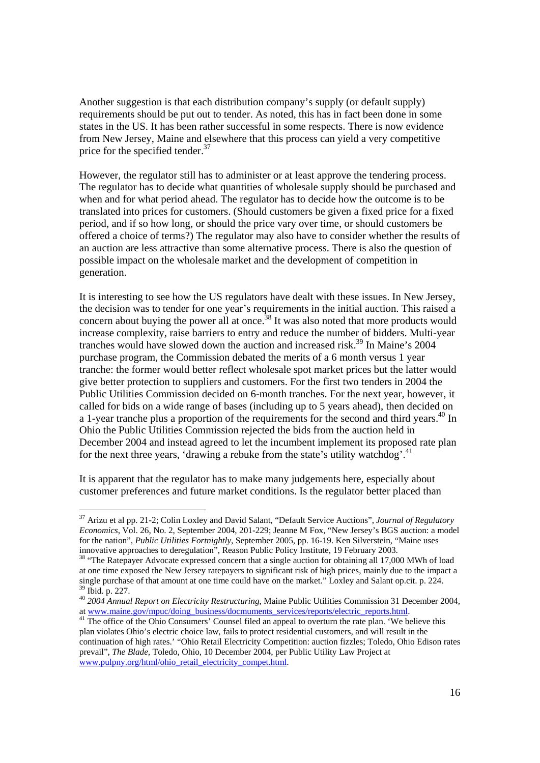Another suggestion is that each distribution company's supply (or default supply) requirements should be put out to tender. As noted, this has in fact been done in some states in the US. It has been rather successful in some respects. There is now evidence from New Jersey, Maine and elsewhere that this process can yield a very competitive price for the specified tender.[37]

However, the regulator still has to administer or at least approve the tendering process. The regulator has to decide what quantities of wholesale supply should be purchased and when and for what period ahead. The regulator has to decide how the outcome is to be translated into prices for customers. (Should customers be given a fixed price for a fixed period, and if so how long, or should the price vary over time, or should customers be offered a choice of terms?) The regulator may also have to consider whether the results of an auction are less attractive than some alternative process. There is also the question of possible impact on the wholesale market and the development of competition in generation.

It is interesting to see how the US regulators have dealt with these issues. In New Jersey, the decision was to tender for one year's requirements in the initial auction. This raised a concern about buying the power all at once.[38] It was also noted that more products would increase complexity, raise barriers to entry and reduce the number of bidders. Multi-year tranches would have slowed down the auction and increased risk.[39] In Maine's 2004 purchase program, the Commission debated the merits of a 6 month versus 1 year tranche: the former would better reflect wholesale spot market prices but the latter would give better protection to suppliers and customers. For the first two tenders in 2004 the Public Utilities Commission decided on 6-month tranches. For the next year, however, it called for bids on a wide range of bases (including up to 5 years ahead), then decided on a 1-year tranche plus a proportion of the requirements for the second and third years.[40] In Ohio the Public Utilities Commission rejected the bids from the auction held in December 2004 and instead agreed to let the incumbent implement its proposed rate plan for the next three years, 'drawing a rebuke from the state's utility watchdog'.[41]

It is apparent that the regulator has to make many judgements here, especially about customer preferences and future market conditions. Is the regulator better placed than

---

[37] Arizu et al pp. 21-2; Colin Loxley and David Salant, "Default Service Auctions", *Journal of Regulatory Economics*, Vol. 26, No. 2, September 2004, 201-229; Jeanne M Fox, "New Jersey's BGS auction: a model for the nation", *Public Utilities Fortnightly*, September 2005, pp. 16-19. Ken Silverstein, "Maine uses innovative approaches to deregulation", Reason Public Policy Institute, 19 February 2003.

[38] "The Ratepayer Advocate expressed concern that a single auction for obtaining all 17,000 MWh of load at one time exposed the New Jersey ratepayers to significant risk of high prices, mainly due to the impact a single purchase of that amount at one time could have on the market." Loxley and Salant op.cit. p. 224.

[39] Ibid. p. 227.

[40] *2004 Annual Report on Electricity Restructuring*, Maine Public Utilities Commission 31 December 2004, at www.maine.gov/mpuc/doing_business/docmuments_services/reports/electric_reports.html.

[41] The office of the Ohio Consumers' Counsel filed an appeal to overturn the rate plan. 'We believe this plan violates Ohio's electric choice law, fails to protect residential customers, and will result in the continuation of high rates.' "Ohio Retail Electricity Competition: auction fizzles; Toledo, Ohio Edison rates prevail", *The Blade*, Toledo, Ohio, 10 December 2004, per Public Utility Law Project at www.pulpny.org/html/ohio_retail_electricity_compet.html.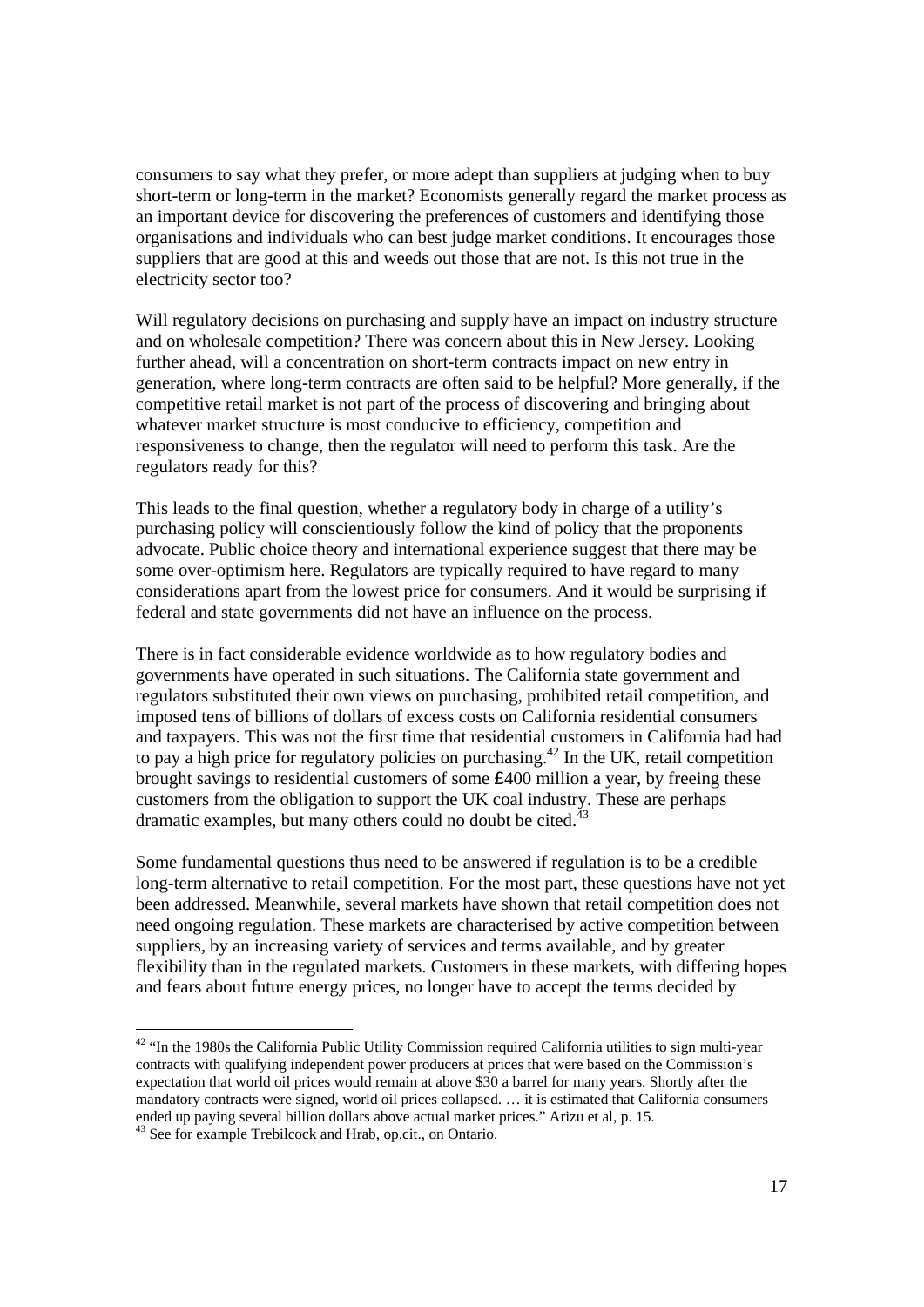consumers to say what they prefer, or more adept than suppliers at judging when to buy short-term or long-term in the market? Economists generally regard the market process as an important device for discovering the preferences of customers and identifying those organisations and individuals who can best judge market conditions. It encourages those suppliers that are good at this and weeds out those that are not. Is this not true in the electricity sector too?

Will regulatory decisions on purchasing and supply have an impact on industry structure and on wholesale competition? There was concern about this in New Jersey. Looking further ahead, will a concentration on short-term contracts impact on new entry in generation, where long-term contracts are often said to be helpful? More generally, if the competitive retail market is not part of the process of discovering and bringing about whatever market structure is most conducive to efficiency, competition and responsiveness to change, then the regulator will need to perform this task. Are the regulators ready for this?

This leads to the final question, whether a regulatory body in charge of a utility's purchasing policy will conscientiously follow the kind of policy that the proponents advocate. Public choice theory and international experience suggest that there may be some over-optimism here. Regulators are typically required to have regard to many considerations apart from the lowest price for consumers. And it would be surprising if federal and state governments did not have an influence on the process.

There is in fact considerable evidence worldwide as to how regulatory bodies and governments have operated in such situations. The California state government and regulators substituted their own views on purchasing, prohibited retail competition, and imposed tens of billions of dollars of excess costs on California residential consumers and taxpayers. This was not the first time that residential customers in California had had to pay a high price for regulatory policies on purchasing.[42] In the UK, retail competition brought savings to residential customers of some £400 million a year, by freeing these customers from the obligation to support the UK coal industry. These are perhaps dramatic examples, but many others could no doubt be cited.[43]

Some fundamental questions thus need to be answered if regulation is to be a credible long-term alternative to retail competition. For the most part, these questions have not yet been addressed. Meanwhile, several markets have shown that retail competition does not need ongoing regulation. These markets are characterised by active competition between suppliers, by an increasing variety of services and terms available, and by greater flexibility than in the regulated markets. Customers in these markets, with differing hopes and fears about future energy prices, no longer have to accept the terms decided by

---

[42] "In the 1980s the California Public Utility Commission required California utilities to sign multi-year contracts with qualifying independent power producers at prices that were based on the Commission's expectation that world oil prices would remain at above $30 a barrel for many years. Shortly after the mandatory contracts were signed, world oil prices collapsed. … it is estimated that California consumers ended up paying several billion dollars above actual market prices." Arizu et al, p. 15.

[43] See for example Trebilcock and Hrab, op.cit., on Ontario.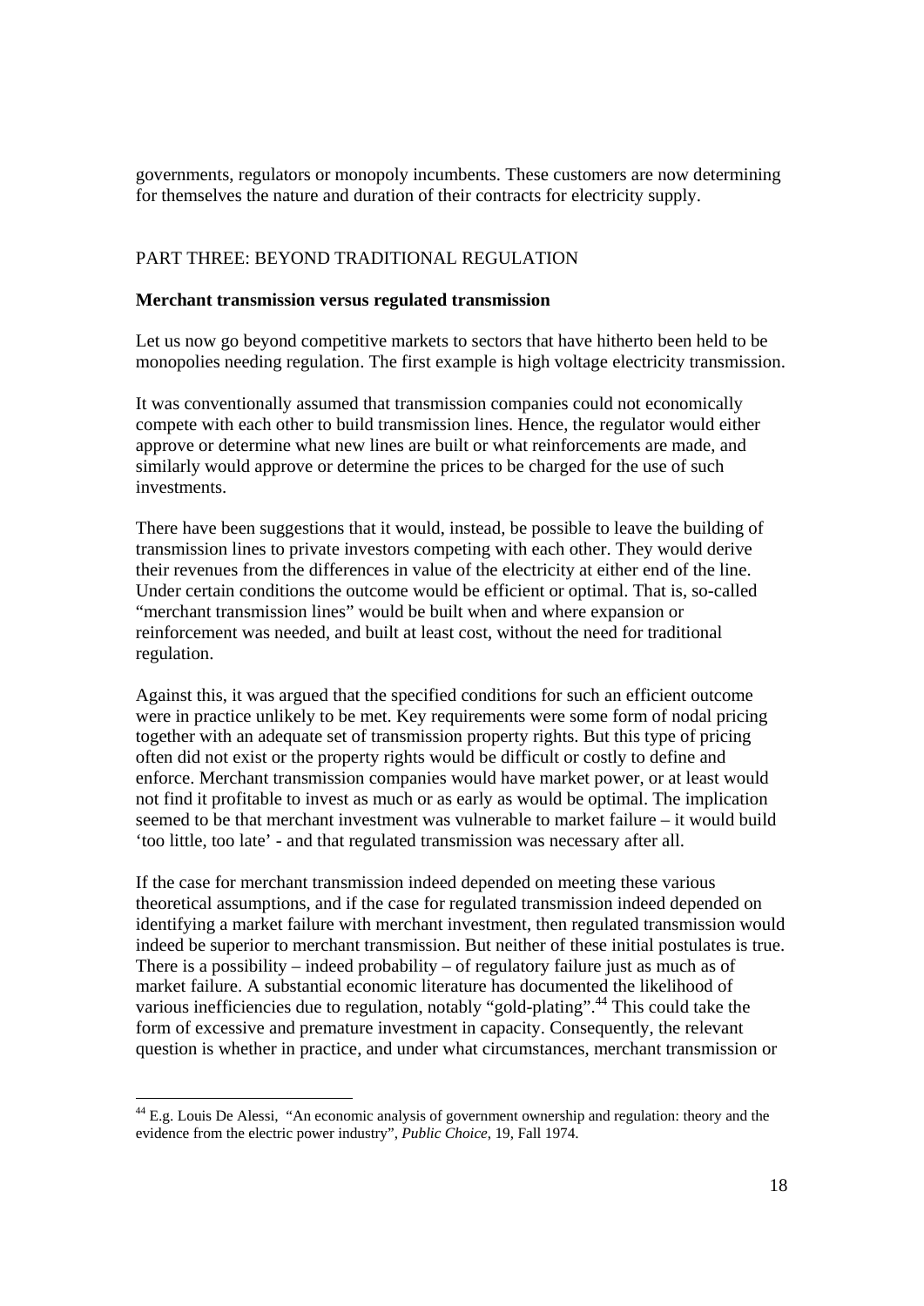governments, regulators or monopoly incumbents. These customers are now determining for themselves the nature and duration of their contracts for electricity supply.

## PART THREE: BEYOND TRADITIONAL REGULATION

### Merchant transmission versus regulated transmission

Let us now go beyond competitive markets to sectors that have hitherto been held to be monopolies needing regulation. The first example is high voltage electricity transmission.

It was conventionally assumed that transmission companies could not economically compete with each other to build transmission lines. Hence, the regulator would either approve or determine what new lines are built or what reinforcements are made, and similarly would approve or determine the prices to be charged for the use of such investments.

There have been suggestions that it would, instead, be possible to leave the building of transmission lines to private investors competing with each other. They would derive their revenues from the differences in value of the electricity at either end of the line. Under certain conditions the outcome would be efficient or optimal. That is, so-called "merchant transmission lines" would be built when and where expansion or reinforcement was needed, and built at least cost, without the need for traditional regulation.

Against this, it was argued that the specified conditions for such an efficient outcome were in practice unlikely to be met. Key requirements were some form of nodal pricing together with an adequate set of transmission property rights. But this type of pricing often did not exist or the property rights would be difficult or costly to define and enforce. Merchant transmission companies would have market power, or at least would not find it profitable to invest as much or as early as would be optimal. The implication seemed to be that merchant investment was vulnerable to market failure – it would build 'too little, too late' - and that regulated transmission was necessary after all.

If the case for merchant transmission indeed depended on meeting these various theoretical assumptions, and if the case for regulated transmission indeed depended on identifying a market failure with merchant investment, then regulated transmission would indeed be superior to merchant transmission. But neither of these initial postulates is true. There is a possibility – indeed probability – of regulatory failure just as much as of market failure. A substantial economic literature has documented the likelihood of various inefficiencies due to regulation, notably "gold-plating".[44] This could take the form of excessive and premature investment in capacity. Consequently, the relevant question is whether in practice, and under what circumstances, merchant transmission or

---

[44] E.g. Louis De Alessi, "An economic analysis of government ownership and regulation: theory and the evidence from the electric power industry", *Public Choice*, 19, Fall 1974.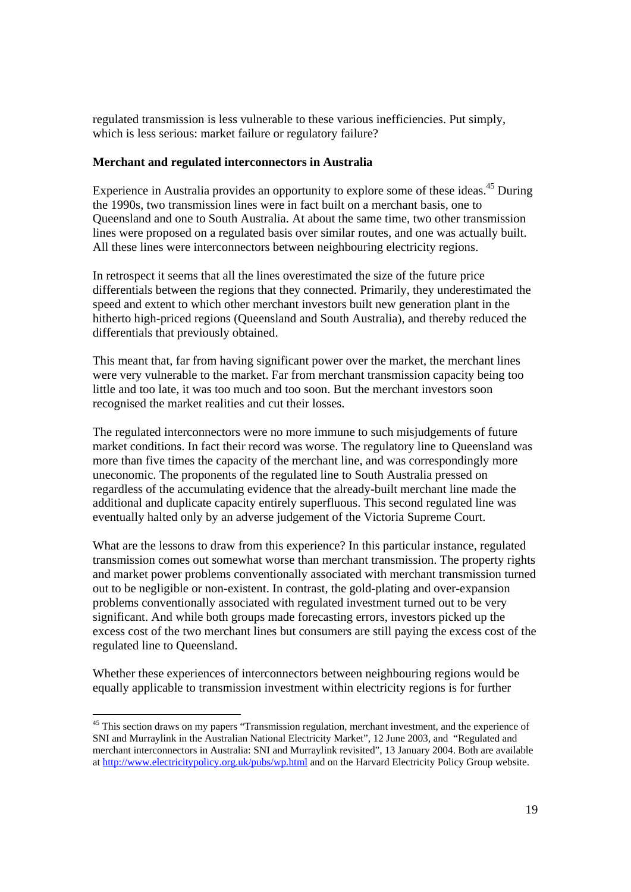regulated transmission is less vulnerable to these various inefficiencies. Put simply, which is less serious: market failure or regulatory failure?

**Merchant and regulated interconnectors in Australia**

Experience in Australia provides an opportunity to explore some of these ideas.[45] During the 1990s, two transmission lines were in fact built on a merchant basis, one to Queensland and one to South Australia. At about the same time, two other transmission lines were proposed on a regulated basis over similar routes, and one was actually built. All these lines were interconnectors between neighbouring electricity regions.

In retrospect it seems that all the lines overestimated the size of the future price differentials between the regions that they connected. Primarily, they underestimated the speed and extent to which other merchant investors built new generation plant in the hitherto high-priced regions (Queensland and South Australia), and thereby reduced the differentials that previously obtained.

This meant that, far from having significant power over the market, the merchant lines were very vulnerable to the market. Far from merchant transmission capacity being too little and too late, it was too much and too soon. But the merchant investors soon recognised the market realities and cut their losses.

The regulated interconnectors were no more immune to such misjudgements of future market conditions. In fact their record was worse. The regulatory line to Queensland was more than five times the capacity of the merchant line, and was correspondingly more uneconomic. The proponents of the regulated line to South Australia pressed on regardless of the accumulating evidence that the already-built merchant line made the additional and duplicate capacity entirely superfluous. This second regulated line was eventually halted only by an adverse judgement of the Victoria Supreme Court.

What are the lessons to draw from this experience? In this particular instance, regulated transmission comes out somewhat worse than merchant transmission. The property rights and market power problems conventionally associated with merchant transmission turned out to be negligible or non-existent. In contrast, the gold-plating and over-expansion problems conventionally associated with regulated investment turned out to be very significant. And while both groups made forecasting errors, investors picked up the excess cost of the two merchant lines but consumers are still paying the excess cost of the regulated line to Queensland.

Whether these experiences of interconnectors between neighbouring regions would be equally applicable to transmission investment within electricity regions is for further

[45] This section draws on my papers "Transmission regulation, merchant investment, and the experience of SNI and Murraylink in the Australian National Electricity Market", 12 June 2003, and "Regulated and merchant interconnectors in Australia: SNI and Murraylink revisited", 13 January 2004. Both are available at http://www.electricitypolicy.org.uk/pubs/wp.html and on the Harvard Electricity Policy Group website.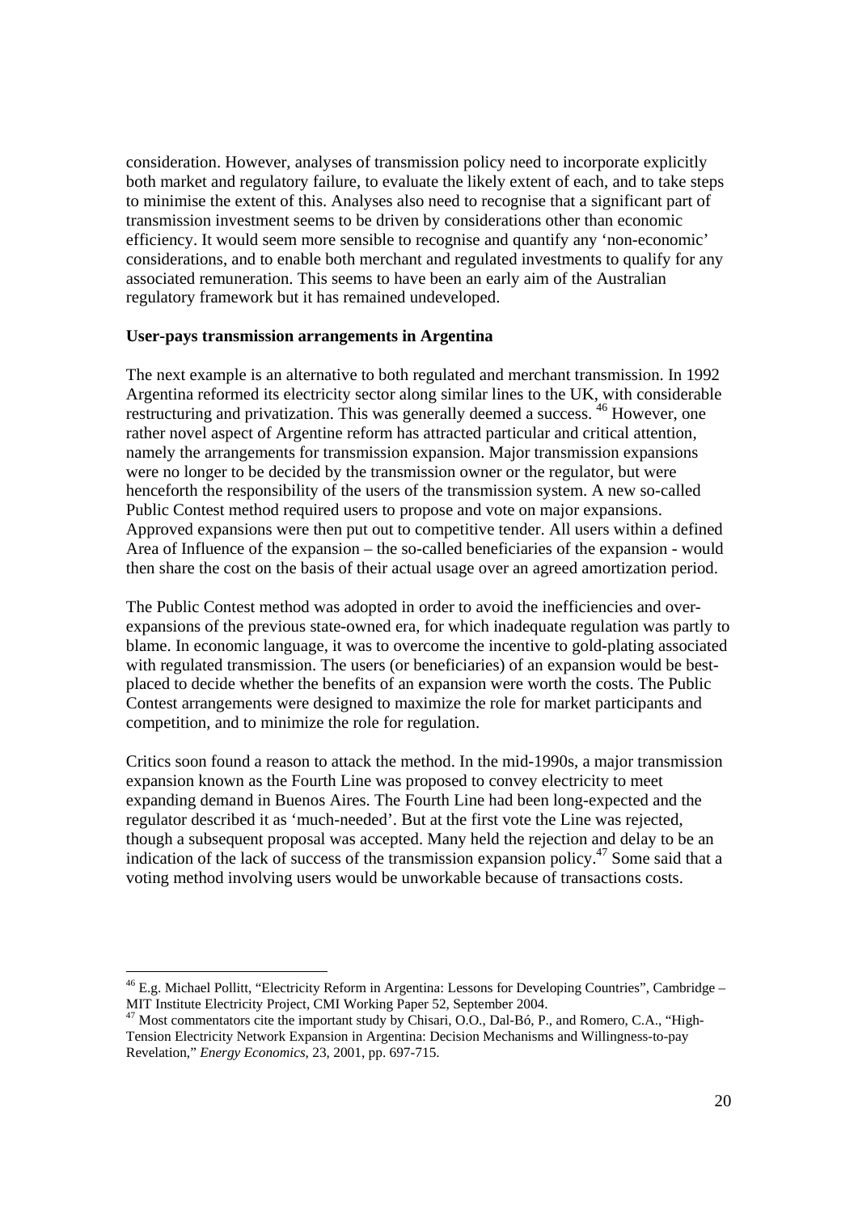consideration. However, analyses of transmission policy need to incorporate explicitly both market and regulatory failure, to evaluate the likely extent of each, and to take steps to minimise the extent of this. Analyses also need to recognise that a significant part of transmission investment seems to be driven by considerations other than economic efficiency. It would seem more sensible to recognise and quantify any 'non-economic' considerations, and to enable both merchant and regulated investments to qualify for any associated remuneration. This seems to have been an early aim of the Australian regulatory framework but it has remained undeveloped.

**User-pays transmission arrangements in Argentina**

The next example is an alternative to both regulated and merchant transmission. In 1992 Argentina reformed its electricity sector along similar lines to the UK, with considerable restructuring and privatization. This was generally deemed a success. [46] However, one rather novel aspect of Argentine reform has attracted particular and critical attention, namely the arrangements for transmission expansion. Major transmission expansions were no longer to be decided by the transmission owner or the regulator, but were henceforth the responsibility of the users of the transmission system. A new so-called Public Contest method required users to propose and vote on major expansions. Approved expansions were then put out to competitive tender. All users within a defined Area of Influence of the expansion – the so-called beneficiaries of the expansion - would then share the cost on the basis of their actual usage over an agreed amortization period.

The Public Contest method was adopted in order to avoid the inefficiencies and over-expansions of the previous state-owned era, for which inadequate regulation was partly to blame. In economic language, it was to overcome the incentive to gold-plating associated with regulated transmission. The users (or beneficiaries) of an expansion would be best-placed to decide whether the benefits of an expansion were worth the costs. The Public Contest arrangements were designed to maximize the role for market participants and competition, and to minimize the role for regulation.

Critics soon found a reason to attack the method. In the mid-1990s, a major transmission expansion known as the Fourth Line was proposed to convey electricity to meet expanding demand in Buenos Aires. The Fourth Line had been long-expected and the regulator described it as 'much-needed'. But at the first vote the Line was rejected, though a subsequent proposal was accepted. Many held the rejection and delay to be an indication of the lack of success of the transmission expansion policy.[47] Some said that a voting method involving users would be unworkable because of transactions costs.

---

[46] E.g. Michael Pollitt, "Electricity Reform in Argentina: Lessons for Developing Countries", Cambridge – MIT Institute Electricity Project, CMI Working Paper 52, September 2004.

[47] Most commentators cite the important study by Chisari, O.O., Dal-Bó, P., and Romero, C.A., "High-Tension Electricity Network Expansion in Argentina: Decision Mechanisms and Willingness-to-pay Revelation," *Energy Economics*, 23, 2001, pp. 697-715.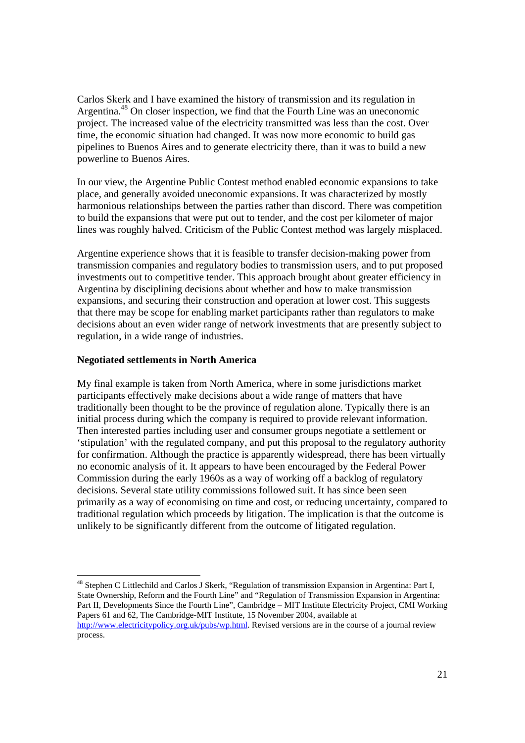Carlos Skerk and I have examined the history of transmission and its regulation in Argentina.[48] On closer inspection, we find that the Fourth Line was an uneconomic project. The increased value of the electricity transmitted was less than the cost. Over time, the economic situation had changed. It was now more economic to build gas pipelines to Buenos Aires and to generate electricity there, than it was to build a new powerline to Buenos Aires.

In our view, the Argentine Public Contest method enabled economic expansions to take place, and generally avoided uneconomic expansions. It was characterized by mostly harmonious relationships between the parties rather than discord. There was competition to build the expansions that were put out to tender, and the cost per kilometer of major lines was roughly halved. Criticism of the Public Contest method was largely misplaced.

Argentine experience shows that it is feasible to transfer decision-making power from transmission companies and regulatory bodies to transmission users, and to put proposed investments out to competitive tender. This approach brought about greater efficiency in Argentina by disciplining decisions about whether and how to make transmission expansions, and securing their construction and operation at lower cost. This suggests that there may be scope for enabling market participants rather than regulators to make decisions about an even wider range of network investments that are presently subject to regulation, in a wide range of industries.

**Negotiated settlements in North America**

My final example is taken from North America, where in some jurisdictions market participants effectively make decisions about a wide range of matters that have traditionally been thought to be the province of regulation alone. Typically there is an initial process during which the company is required to provide relevant information. Then interested parties including user and consumer groups negotiate a settlement or 'stipulation' with the regulated company, and put this proposal to the regulatory authority for confirmation. Although the practice is apparently widespread, there has been virtually no economic analysis of it. It appears to have been encouraged by the Federal Power Commission during the early 1960s as a way of working off a backlog of regulatory decisions. Several state utility commissions followed suit. It has since been seen primarily as a way of economising on time and cost, or reducing uncertainty, compared to traditional regulation which proceeds by litigation. The implication is that the outcome is unlikely to be significantly different from the outcome of litigated regulation.

---

[48] Stephen C Littlechild and Carlos J Skerk, "Regulation of transmission Expansion in Argentina: Part I, State Ownership, Reform and the Fourth Line" and "Regulation of Transmission Expansion in Argentina: Part II, Developments Since the Fourth Line", Cambridge – MIT Institute Electricity Project, CMI Working Papers 61 and 62, The Cambridge-MIT Institute, 15 November 2004, available at http://www.electricitypolicy.org.uk/pubs/wp.html. Revised versions are in the course of a journal review process.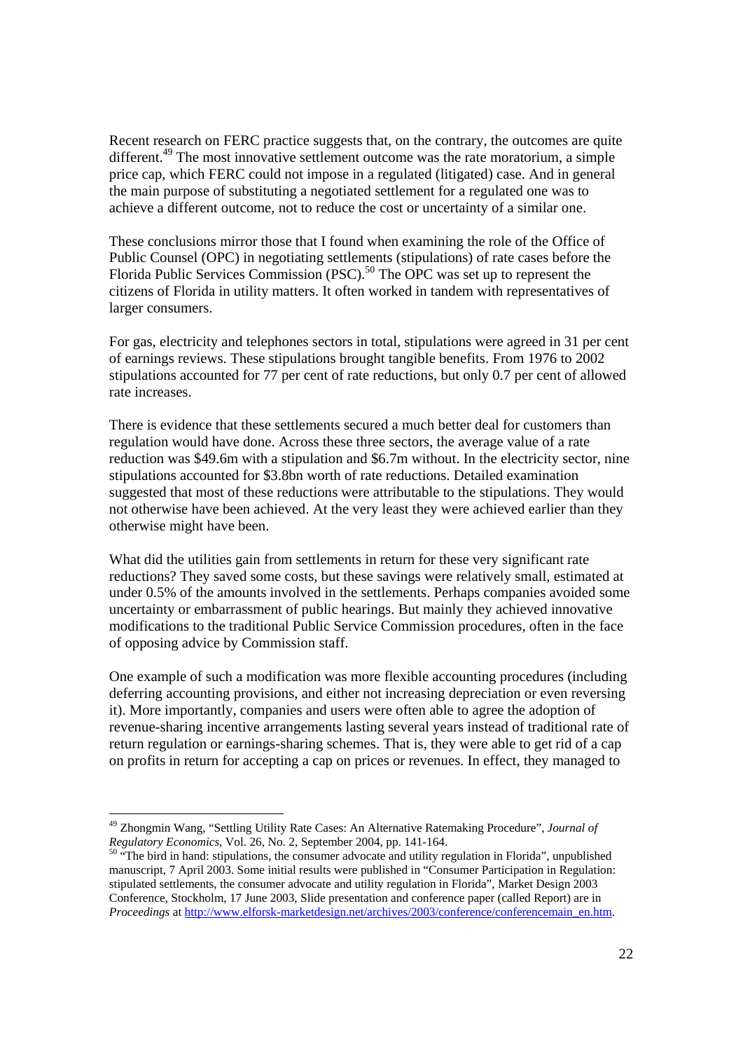Recent research on FERC practice suggests that, on the contrary, the outcomes are quite different.[49] The most innovative settlement outcome was the rate moratorium, a simple price cap, which FERC could not impose in a regulated (litigated) case. And in general the main purpose of substituting a negotiated settlement for a regulated one was to achieve a different outcome, not to reduce the cost or uncertainty of a similar one.

These conclusions mirror those that I found when examining the role of the Office of Public Counsel (OPC) in negotiating settlements (stipulations) of rate cases before the Florida Public Services Commission (PSC).[50] The OPC was set up to represent the citizens of Florida in utility matters. It often worked in tandem with representatives of larger consumers.

For gas, electricity and telephones sectors in total, stipulations were agreed in 31 per cent of earnings reviews. These stipulations brought tangible benefits. From 1976 to 2002 stipulations accounted for 77 per cent of rate reductions, but only 0.7 per cent of allowed rate increases.

There is evidence that these settlements secured a much better deal for customers than regulation would have done. Across these three sectors, the average value of a rate reduction was $49.6m with a stipulation and $6.7m without. In the electricity sector, nine stipulations accounted for $3.8bn worth of rate reductions. Detailed examination suggested that most of these reductions were attributable to the stipulations. They would not otherwise have been achieved. At the very least they were achieved earlier than they otherwise might have been.

What did the utilities gain from settlements in return for these very significant rate reductions? They saved some costs, but these savings were relatively small, estimated at under 0.5% of the amounts involved in the settlements. Perhaps companies avoided some uncertainty or embarrassment of public hearings. But mainly they achieved innovative modifications to the traditional Public Service Commission procedures, often in the face of opposing advice by Commission staff.

One example of such a modification was more flexible accounting procedures (including deferring accounting provisions, and either not increasing depreciation or even reversing it). More importantly, companies and users were often able to agree the adoption of revenue-sharing incentive arrangements lasting several years instead of traditional rate of return regulation or earnings-sharing schemes. That is, they were able to get rid of a cap on profits in return for accepting a cap on prices or revenues. In effect, they managed to

---

[49] Zhongmin Wang, "Settling Utility Rate Cases: An Alternative Ratemaking Procedure", *Journal of Regulatory Economics*, Vol. 26, No. 2, September 2004, pp. 141-164.

[50] "The bird in hand: stipulations, the consumer advocate and utility regulation in Florida", unpublished manuscript, 7 April 2003. Some initial results were published in "Consumer Participation in Regulation: stipulated settlements, the consumer advocate and utility regulation in Florida", Market Design 2003 Conference, Stockholm, 17 June 2003, Slide presentation and conference paper (called Report) are in *Proceedings* at http://www.elforsk-marketdesign.net/archives/2003/conference/conferencemain_en.htm.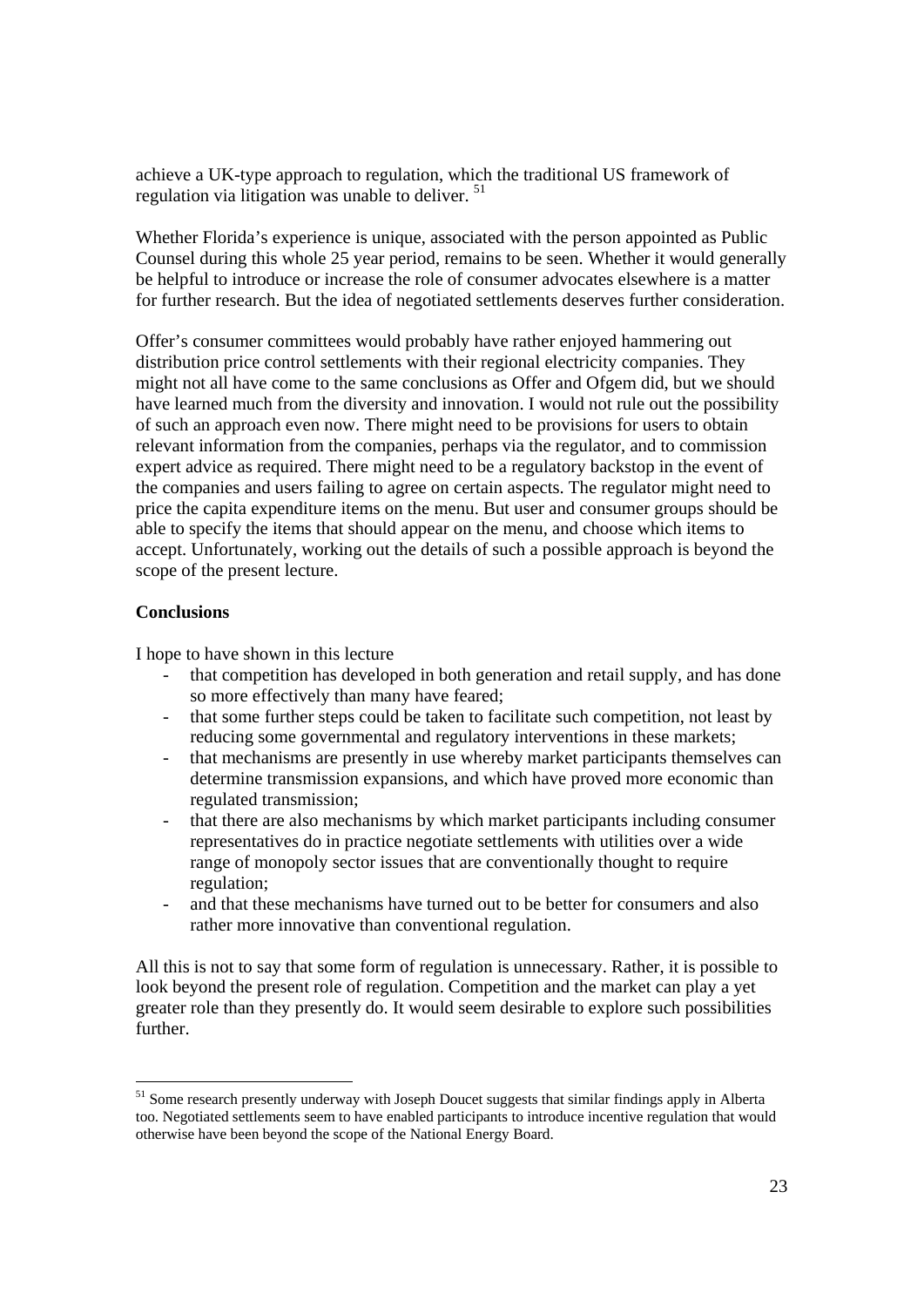achieve a UK-type approach to regulation, which the traditional US framework of regulation via litigation was unable to deliver. [51]

Whether Florida's experience is unique, associated with the person appointed as Public Counsel during this whole 25 year period, remains to be seen. Whether it would generally be helpful to introduce or increase the role of consumer advocates elsewhere is a matter for further research. But the idea of negotiated settlements deserves further consideration.

Offer's consumer committees would probably have rather enjoyed hammering out distribution price control settlements with their regional electricity companies. They might not all have come to the same conclusions as Offer and Ofgem did, but we should have learned much from the diversity and innovation. I would not rule out the possibility of such an approach even now. There might need to be provisions for users to obtain relevant information from the companies, perhaps via the regulator, and to commission expert advice as required. There might need to be a regulatory backstop in the event of the companies and users failing to agree on certain aspects. The regulator might need to price the capita expenditure items on the menu. But user and consumer groups should be able to specify the items that should appear on the menu, and choose which items to accept. Unfortunately, working out the details of such a possible approach is beyond the scope of the present lecture.

**Conclusions**

I hope to have shown in this lecture

- that competition has developed in both generation and retail supply, and has done so more effectively than many have feared;
- that some further steps could be taken to facilitate such competition, not least by reducing some governmental and regulatory interventions in these markets;
- that mechanisms are presently in use whereby market participants themselves can determine transmission expansions, and which have proved more economic than regulated transmission;
- that there are also mechanisms by which market participants including consumer representatives do in practice negotiate settlements with utilities over a wide range of monopoly sector issues that are conventionally thought to require regulation;
- and that these mechanisms have turned out to be better for consumers and also rather more innovative than conventional regulation.

All this is not to say that some form of regulation is unnecessary. Rather, it is possible to look beyond the present role of regulation. Competition and the market can play a yet greater role than they presently do. It would seem desirable to explore such possibilities further.

---

[51] Some research presently underway with Joseph Doucet suggests that similar findings apply in Alberta too. Negotiated settlements seem to have enabled participants to introduce incentive regulation that would otherwise have been beyond the scope of the National Energy Board.